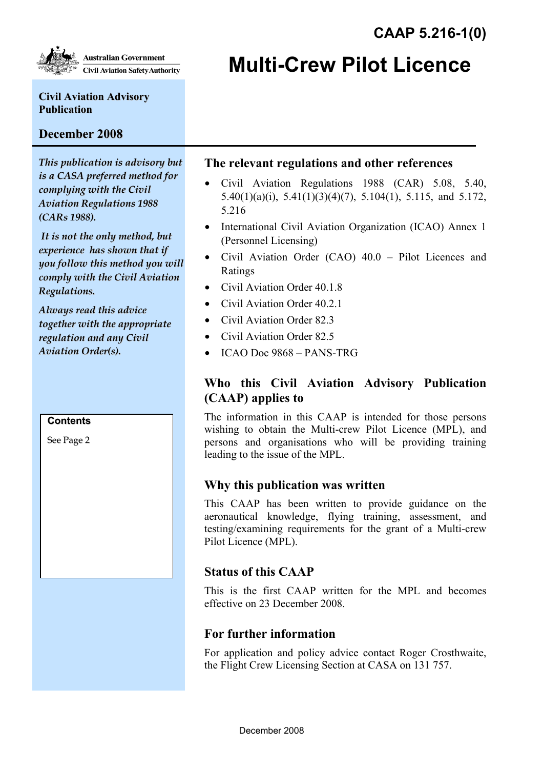CAAP 5.216-1(0)

Australian Government
Civil Aviation Safety Authority

# Multi-Crew Pilot Licence

**Civil Aviation Advisory Publication**

**December 2008**

*This publication is advisory but is a CASA preferred method for complying with the Civil Aviation Regulations 1988 (CARs 1988).*

*It is not the only method, but experience has shown that if you follow this method you will comply with the Civil Aviation Regulations.*

*Always read this advice together with the appropriate regulation and any Civil Aviation Order(s).*

**Contents**

See Page 2

## The relevant regulations and other references

- Civil Aviation Regulations 1988 (CAR) 5.08, 5.40, 5.40(1)(a)(i), 5.41(1)(3)(4)(7), 5.104(1), 5.115, and 5.172, 5.216
- International Civil Aviation Organization (ICAO) Annex 1 (Personnel Licensing)
- Civil Aviation Order (CAO) 40.0 – Pilot Licences and Ratings
- Civil Aviation Order 40.1.8
- Civil Aviation Order 40.2.1
- Civil Aviation Order 82.3
- Civil Aviation Order 82.5
- ICAO Doc 9868 – PANS-TRG

## Who this Civil Aviation Advisory Publication (CAAP) applies to

The information in this CAAP is intended for those persons wishing to obtain the Multi-crew Pilot Licence (MPL), and persons and organisations who will be providing training leading to the issue of the MPL.

## Why this publication was written

This CAAP has been written to provide guidance on the aeronautical knowledge, flying training, assessment, and testing/examining requirements for the grant of a Multi-crew Pilot Licence (MPL).

## Status of this CAAP

This is the first CAAP written for the MPL and becomes effective on 23 December 2008.

## For further information

For application and policy advice contact Roger Crosthwaite, the Flight Crew Licensing Section at CASA on 131 757.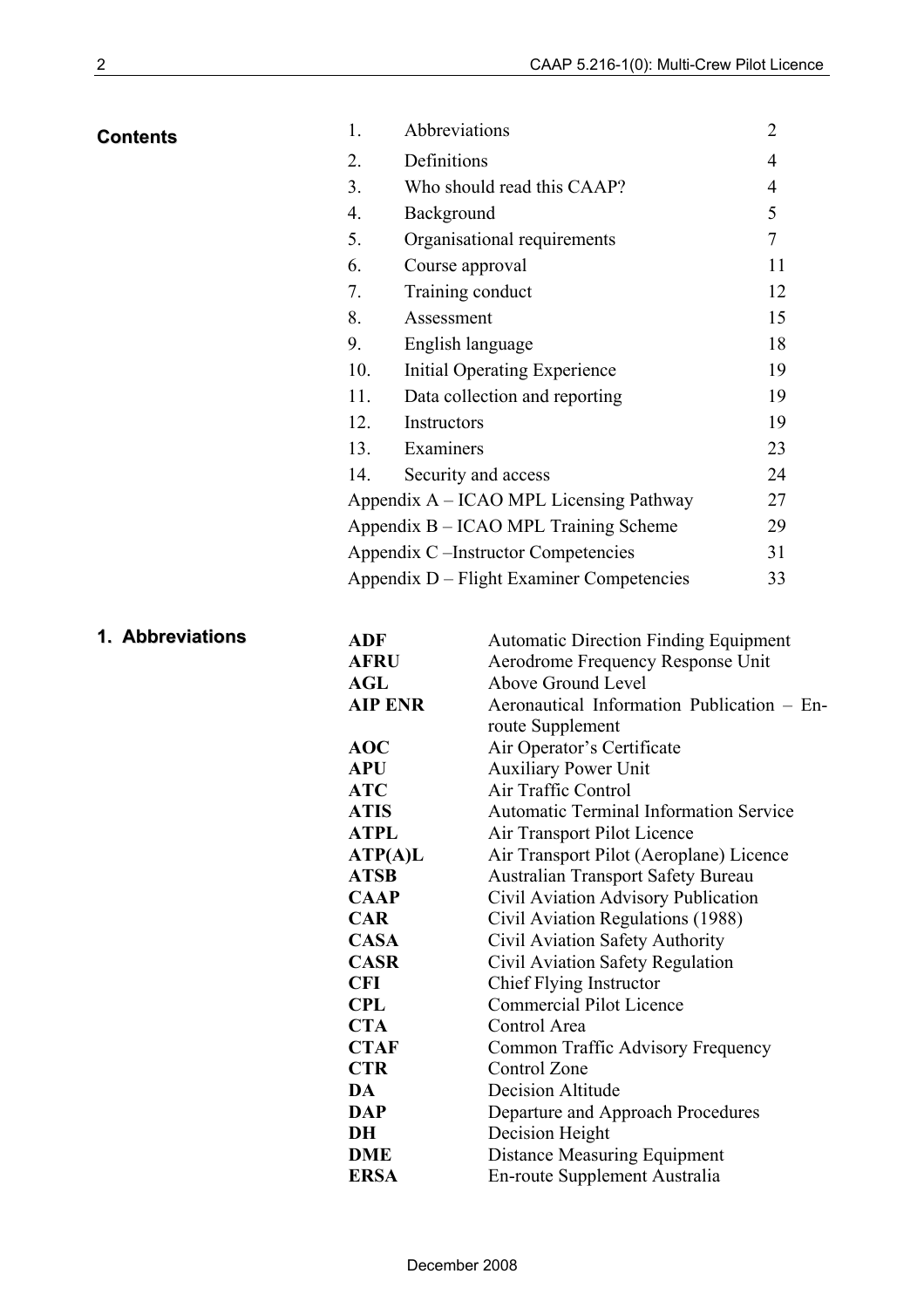**Contents**

| | | |
|---|---|---|
| 1. | Abbreviations | 2 |
| 2. | Definitions | 4 |
| 3. | Who should read this CAAP? | 4 |
| 4. | Background | 5 |
| 5. | Organisational requirements | 7 |
| 6. | Course approval | 11 |
| 7. | Training conduct | 12 |
| 8. | Assessment | 15 |
| 9. | English language | 18 |
| 10. | Initial Operating Experience | 19 |
| 11. | Data collection and reporting | 19 |
| 12. | Instructors | 19 |
| 13. | Examiners | 23 |
| 14. | Security and access | 24 |
| | Appendix A – ICAO MPL Licensing Pathway | 27 |
| | Appendix B – ICAO MPL Training Scheme | 29 |
| | Appendix C –Instructor Competencies | 31 |
| | Appendix D – Flight Examiner Competencies | 33 |

## 1. Abbreviations

| | |
|---|---|
| **ADF** | Automatic Direction Finding Equipment |
| **AFRU** | Aerodrome Frequency Response Unit |
| **AGL** | Above Ground Level |
| **AIP ENR** | Aeronautical Information Publication – En-route Supplement |
| **AOC** | Air Operator's Certificate |
| **APU** | Auxiliary Power Unit |
| **ATC** | Air Traffic Control |
| **ATIS** | Automatic Terminal Information Service |
| **ATPL** | Air Transport Pilot Licence |
| **ATP(A)L** | Air Transport Pilot (Aeroplane) Licence |
| **ATSB** | Australian Transport Safety Bureau |
| **CAAP** | Civil Aviation Advisory Publication |
| **CAR** | Civil Aviation Regulations (1988) |
| **CASA** | Civil Aviation Safety Authority |
| **CASR** | Civil Aviation Safety Regulation |
| **CFI** | Chief Flying Instructor |
| **CPL** | Commercial Pilot Licence |
| **CTA** | Control Area |
| **CTAF** | Common Traffic Advisory Frequency |
| **CTR** | Control Zone |
| **DA** | Decision Altitude |
| **DAP** | Departure and Approach Procedures |
| **DH** | Decision Height |
| **DME** | Distance Measuring Equipment |
| **ERSA** | En-route Supplement Australia |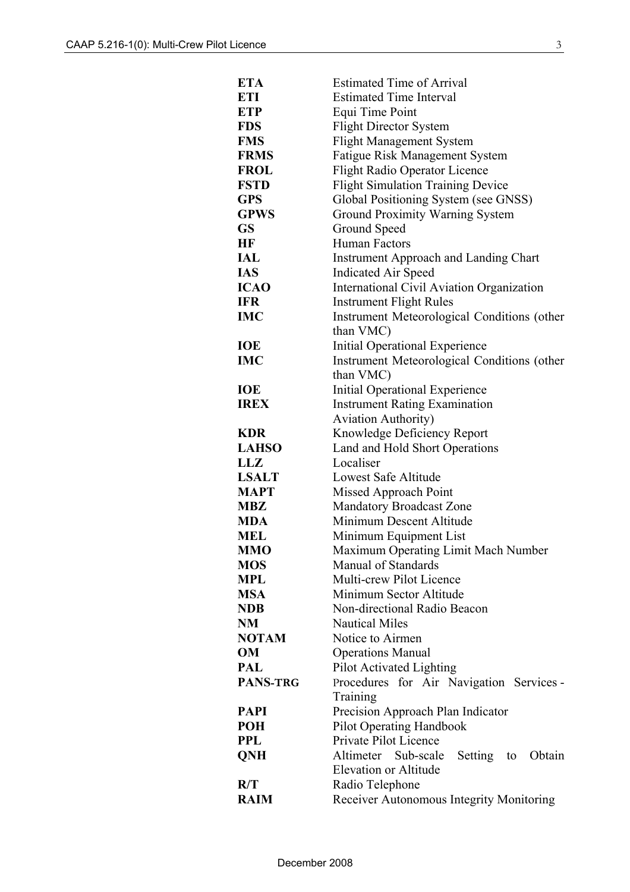| | |
|---|---|
| **ETA** | Estimated Time of Arrival |
| **ETI** | Estimated Time Interval |
| **ETP** | Equi Time Point |
| **FDS** | Flight Director System |
| **FMS** | Flight Management System |
| **FRMS** | Fatigue Risk Management System |
| **FROL** | Flight Radio Operator Licence |
| **FSTD** | Flight Simulation Training Device |
| **GPS** | Global Positioning System (see GNSS) |
| **GPWS** | Ground Proximity Warning System |
| **GS** | Ground Speed |
| **HF** | Human Factors |
| **IAL** | Instrument Approach and Landing Chart |
| **IAS** | Indicated Air Speed |
| **ICAO** | International Civil Aviation Organization |
| **IFR** | Instrument Flight Rules |
| **IMC** | Instrument Meteorological Conditions (other than VMC) |
| **IOE** | Initial Operational Experience |
| **IMC** | Instrument Meteorological Conditions (other than VMC) |
| **IOE** | Initial Operational Experience |
| **IREX** | Instrument Rating Examination Aviation Authority) |
| **KDR** | Knowledge Deficiency Report |
| **LAHSO** | Land and Hold Short Operations |
| **LLZ** | Localiser |
| **LSALT** | Lowest Safe Altitude |
| **MAPT** | Missed Approach Point |
| **MBZ** | Mandatory Broadcast Zone |
| **MDA** | Minimum Descent Altitude |
| **MEL** | Minimum Equipment List |
| **MMO** | Maximum Operating Limit Mach Number |
| **MOS** | Manual of Standards |
| **MPL** | Multi-crew Pilot Licence |
| **MSA** | Minimum Sector Altitude |
| **NDB** | Non-directional Radio Beacon |
| **NM** | Nautical Miles |
| **NOTAM** | Notice to Airmen |
| **OM** | Operations Manual |
| **PAL** | Pilot Activated Lighting |
| **PANS-TRG** | Procedures for Air Navigation Services - Training |
| **PAPI** | Precision Approach Plan Indicator |
| **POH** | Pilot Operating Handbook |
| **PPL** | Private Pilot Licence |
| **QNH** | Altimeter Sub-scale Setting to Obtain Elevation or Altitude |
| **R/T** | Radio Telephone |
| **RAIM** | Receiver Autonomous Integrity Monitoring |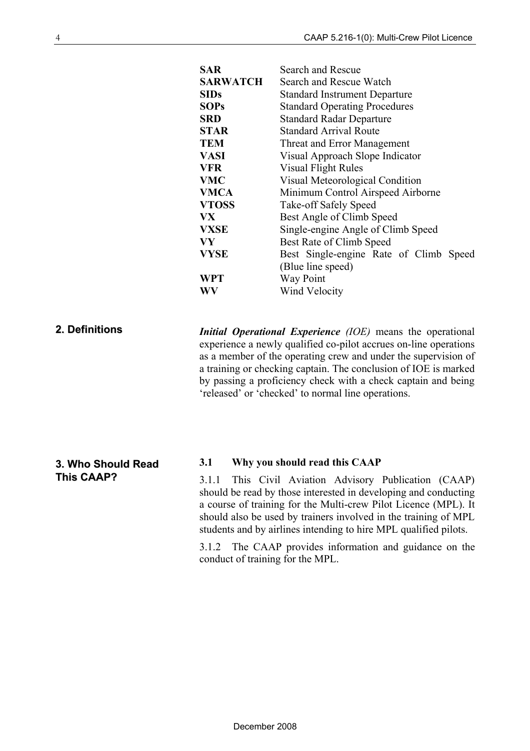| | |
|---|---|
| **SAR** | Search and Rescue |
| **SARWATCH** | Search and Rescue Watch |
| **SIDs** | Standard Instrument Departure |
| **SOPs** | Standard Operating Procedures |
| **SRD** | Standard Radar Departure |
| **STAR** | Standard Arrival Route |
| **TEM** | Threat and Error Management |
| **VASI** | Visual Approach Slope Indicator |
| **VFR** | Visual Flight Rules |
| **VMC** | Visual Meteorological Condition |
| **VMCA** | Minimum Control Airspeed Airborne |
| **VTOSS** | Take-off Safely Speed |
| **VX** | Best Angle of Climb Speed |
| **VXSE** | Single-engine Angle of Climb Speed |
| **VY** | Best Rate of Climb Speed |
| **VYSE** | Best Single-engine Rate of Climb Speed (Blue line speed) |
| **WPT** | Way Point |
| **WV** | Wind Velocity |

## 2. Definitions

***Initial Operational Experience*** *(IOE)* means the operational experience a newly qualified co-pilot accrues on-line operations as a member of the operating crew and under the supervision of a training or checking captain. The conclusion of IOE is marked by passing a proficiency check with a check captain and being 'released' or 'checked' to normal line operations.

## 3. Who Should Read This CAAP?

### 3.1 Why you should read this CAAP

3.1.1 This Civil Aviation Advisory Publication (CAAP) should be read by those interested in developing and conducting a course of training for the Multi-crew Pilot Licence (MPL). It should also be used by trainers involved in the training of MPL students and by airlines intending to hire MPL qualified pilots.

3.1.2 The CAAP provides information and guidance on the conduct of training for the MPL.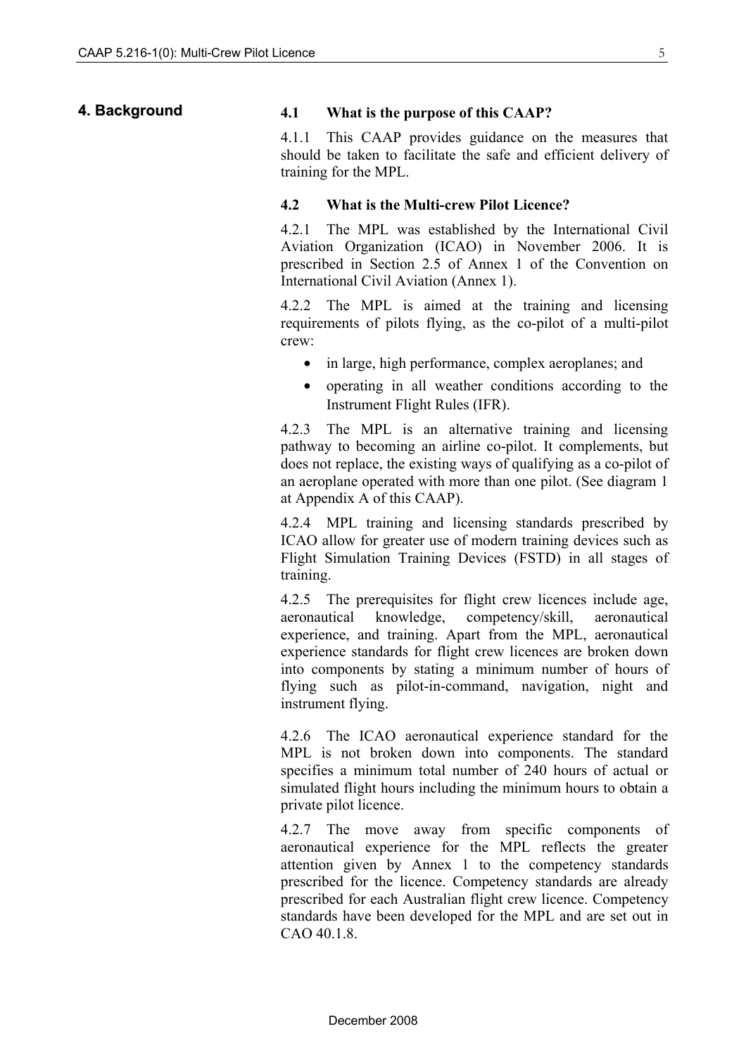## 4. Background

### 4.1 What is the purpose of this CAAP?

4.1.1 This CAAP provides guidance on the measures that should be taken to facilitate the safe and efficient delivery of training for the MPL.

### 4.2 What is the Multi-crew Pilot Licence?

4.2.1 The MPL was established by the International Civil Aviation Organization (ICAO) in November 2006. It is prescribed in Section 2.5 of Annex 1 of the Convention on International Civil Aviation (Annex 1).

4.2.2 The MPL is aimed at the training and licensing requirements of pilots flying, as the co-pilot of a multi-pilot crew:

- in large, high performance, complex aeroplanes; and
- operating in all weather conditions according to the Instrument Flight Rules (IFR).

4.2.3 The MPL is an alternative training and licensing pathway to becoming an airline co-pilot. It complements, but does not replace, the existing ways of qualifying as a co-pilot of an aeroplane operated with more than one pilot. (See diagram 1 at Appendix A of this CAAP).

4.2.4 MPL training and licensing standards prescribed by ICAO allow for greater use of modern training devices such as Flight Simulation Training Devices (FSTD) in all stages of training.

4.2.5 The prerequisites for flight crew licences include age, aeronautical knowledge, competency/skill, aeronautical experience, and training. Apart from the MPL, aeronautical experience standards for flight crew licences are broken down into components by stating a minimum number of hours of flying such as pilot-in-command, navigation, night and instrument flying.

4.2.6 The ICAO aeronautical experience standard for the MPL is not broken down into components. The standard specifies a minimum total number of 240 hours of actual or simulated flight hours including the minimum hours to obtain a private pilot licence.

4.2.7 The move away from specific components of aeronautical experience for the MPL reflects the greater attention given by Annex 1 to the competency standards prescribed for the licence. Competency standards are already prescribed for each Australian flight crew licence. Competency standards have been developed for the MPL and are set out in CAO 40.1.8.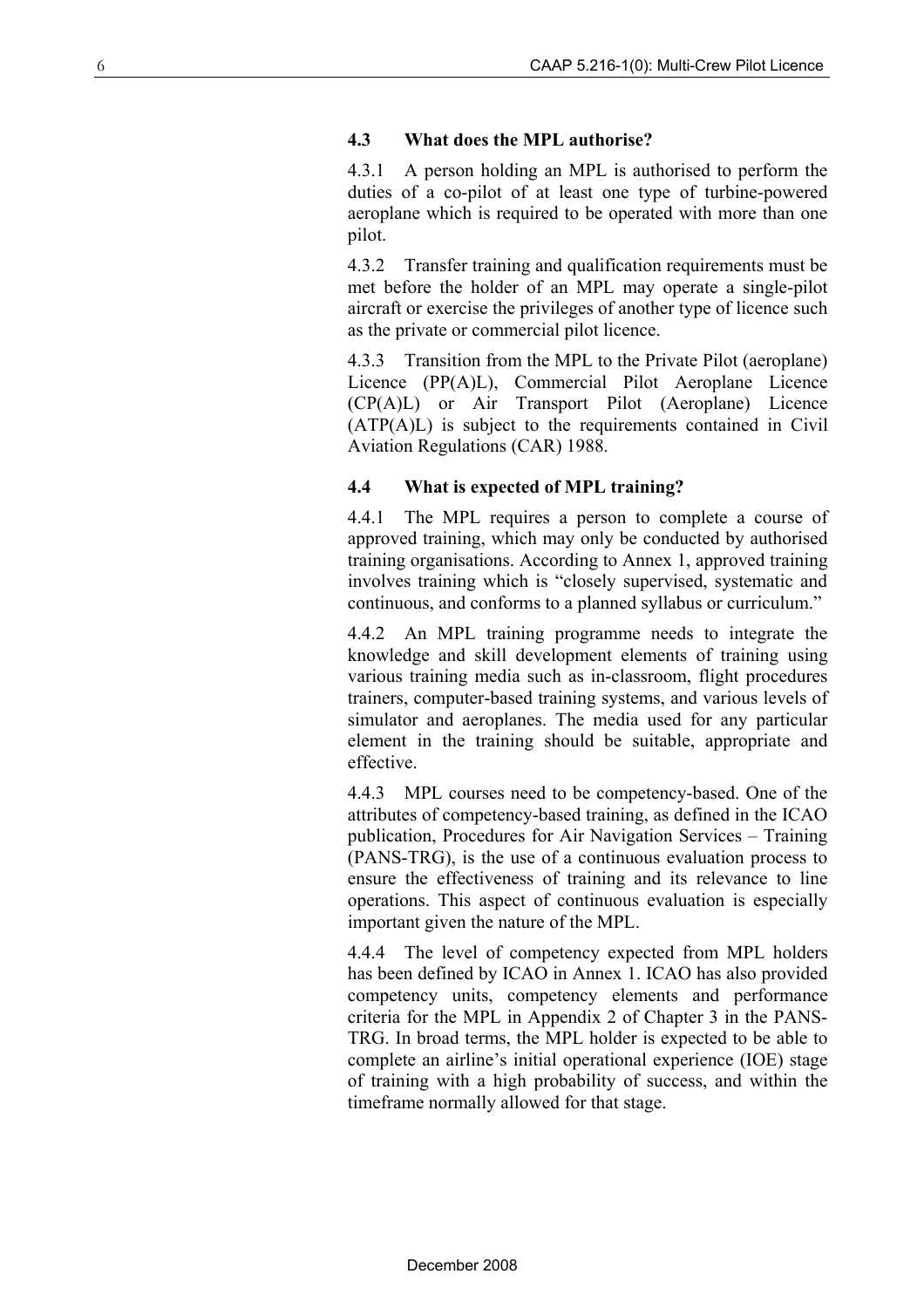### 4.3 What does the MPL authorise?

4.3.1 A person holding an MPL is authorised to perform the duties of a co-pilot of at least one type of turbine-powered aeroplane which is required to be operated with more than one pilot.

4.3.2 Transfer training and qualification requirements must be met before the holder of an MPL may operate a single-pilot aircraft or exercise the privileges of another type of licence such as the private or commercial pilot licence.

4.3.3 Transition from the MPL to the Private Pilot (aeroplane) Licence (PP(A)L), Commercial Pilot Aeroplane Licence (CP(A)L) or Air Transport Pilot (Aeroplane) Licence (ATP(A)L) is subject to the requirements contained in Civil Aviation Regulations (CAR) 1988.

### 4.4 What is expected of MPL training?

4.4.1 The MPL requires a person to complete a course of approved training, which may only be conducted by authorised training organisations. According to Annex 1, approved training involves training which is "closely supervised, systematic and continuous, and conforms to a planned syllabus or curriculum."

4.4.2 An MPL training programme needs to integrate the knowledge and skill development elements of training using various training media such as in-classroom, flight procedures trainers, computer-based training systems, and various levels of simulator and aeroplanes. The media used for any particular element in the training should be suitable, appropriate and effective.

4.4.3 MPL courses need to be competency-based. One of the attributes of competency-based training, as defined in the ICAO publication, Procedures for Air Navigation Services – Training (PANS-TRG), is the use of a continuous evaluation process to ensure the effectiveness of training and its relevance to line operations. This aspect of continuous evaluation is especially important given the nature of the MPL.

4.4.4 The level of competency expected from MPL holders has been defined by ICAO in Annex 1. ICAO has also provided competency units, competency elements and performance criteria for the MPL in Appendix 2 of Chapter 3 in the PANS-TRG. In broad terms, the MPL holder is expected to be able to complete an airline's initial operational experience (IOE) stage of training with a high probability of success, and within the timeframe normally allowed for that stage.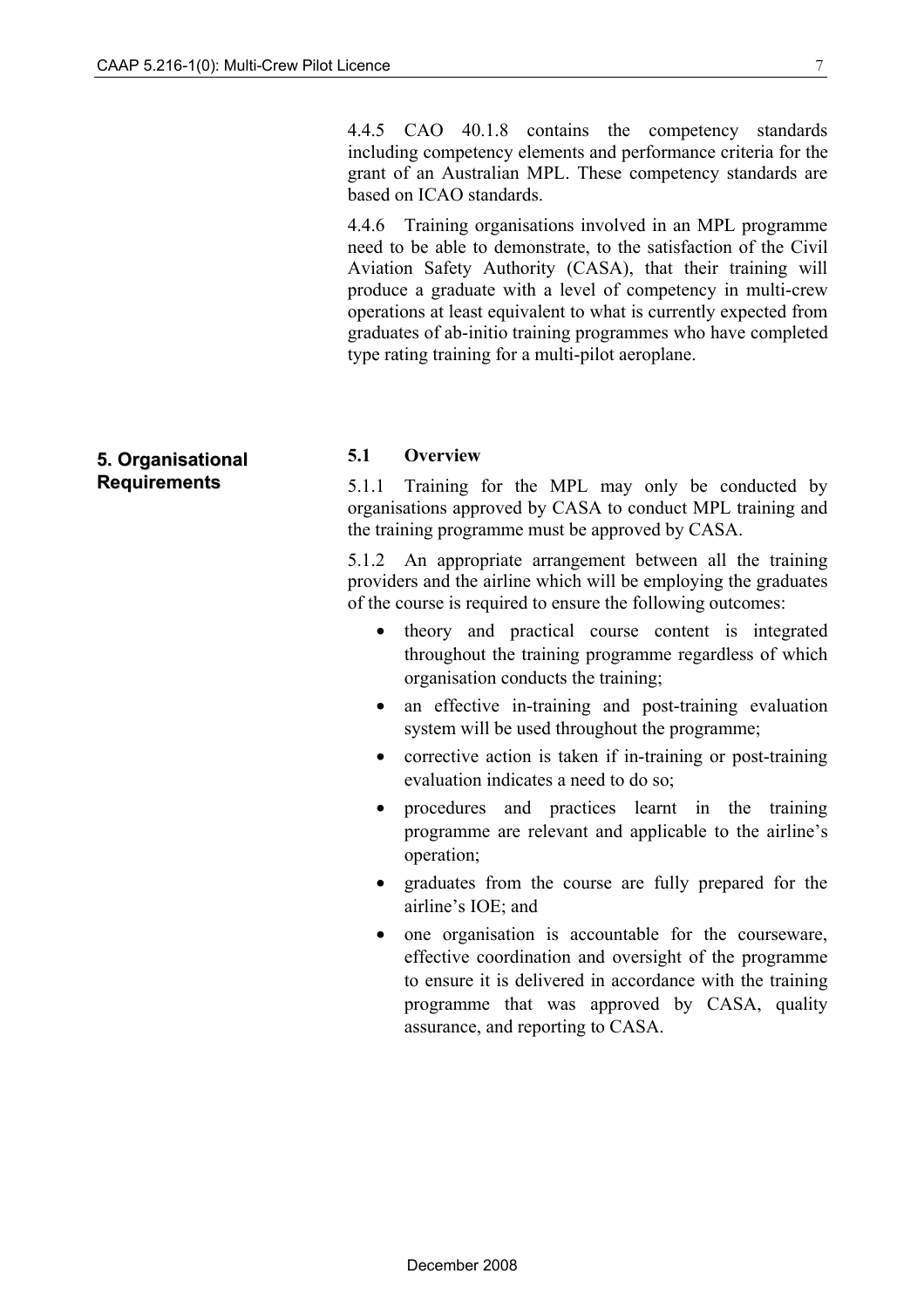4.4.5 CAO 40.1.8 contains the competency standards including competency elements and performance criteria for the grant of an Australian MPL. These competency standards are based on ICAO standards.

4.4.6 Training organisations involved in an MPL programme need to be able to demonstrate, to the satisfaction of the Civil Aviation Safety Authority (CASA), that their training will produce a graduate with a level of competency in multi-crew operations at least equivalent to what is currently expected from graduates of ab-initio training programmes who have completed type rating training for a multi-pilot aeroplane.

## 5. Organisational Requirements

### 5.1 Overview

5.1.1 Training for the MPL may only be conducted by organisations approved by CASA to conduct MPL training and the training programme must be approved by CASA.

5.1.2 An appropriate arrangement between all the training providers and the airline which will be employing the graduates of the course is required to ensure the following outcomes:

- theory and practical course content is integrated throughout the training programme regardless of which organisation conducts the training;
- an effective in-training and post-training evaluation system will be used throughout the programme;
- corrective action is taken if in-training or post-training evaluation indicates a need to do so;
- procedures and practices learnt in the training programme are relevant and applicable to the airline's operation;
- graduates from the course are fully prepared for the airline's IOE; and
- one organisation is accountable for the courseware, effective coordination and oversight of the programme to ensure it is delivered in accordance with the training programme that was approved by CASA, quality assurance, and reporting to CASA.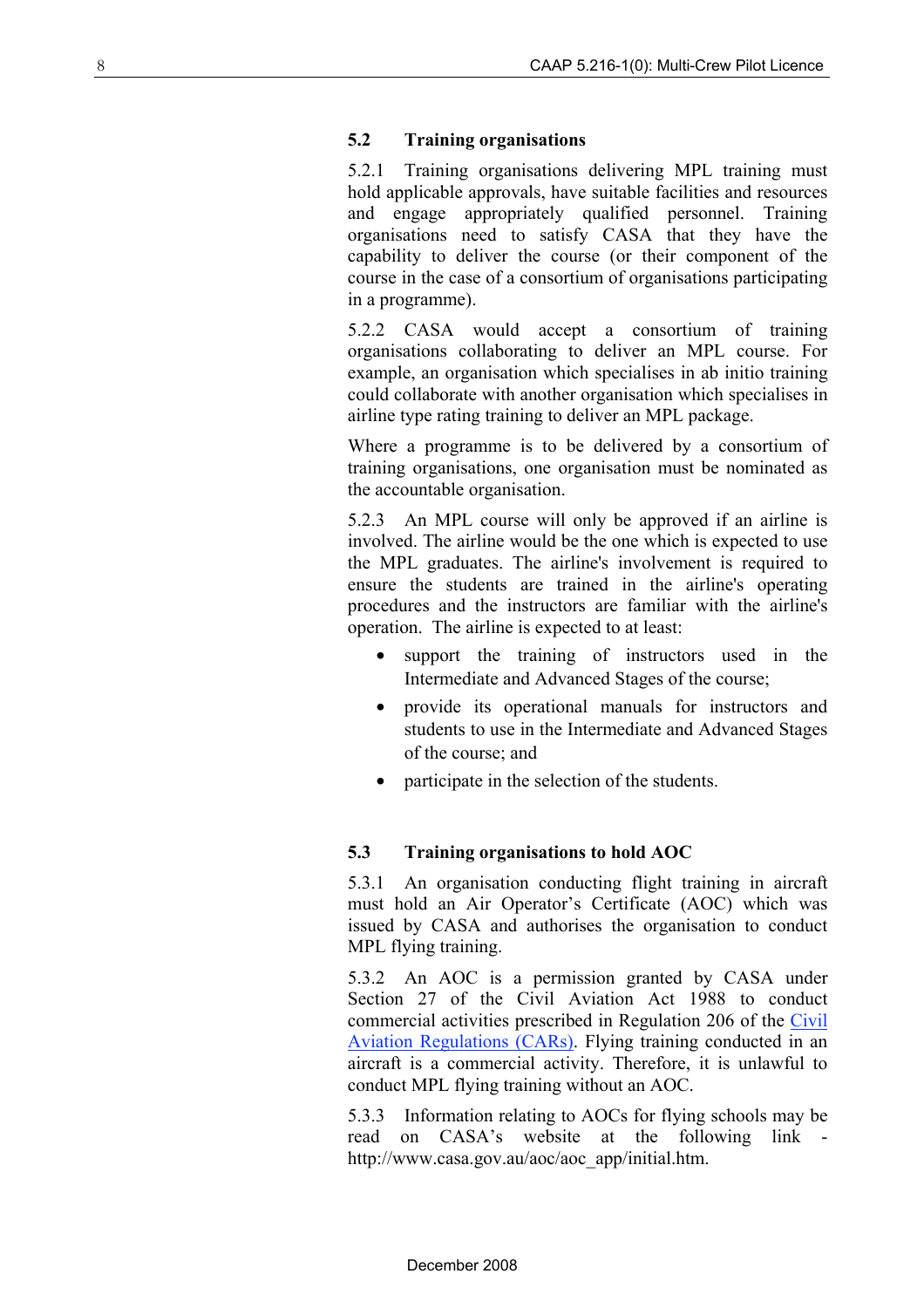## 5.2 Training organisations

5.2.1 Training organisations delivering MPL training must hold applicable approvals, have suitable facilities and resources and engage appropriately qualified personnel. Training organisations need to satisfy CASA that they have the capability to deliver the course (or their component of the course in the case of a consortium of organisations participating in a programme).

5.2.2 CASA would accept a consortium of training organisations collaborating to deliver an MPL course. For example, an organisation which specialises in ab initio training could collaborate with another organisation which specialises in airline type rating training to deliver an MPL package.

Where a programme is to be delivered by a consortium of training organisations, one organisation must be nominated as the accountable organisation.

5.2.3 An MPL course will only be approved if an airline is involved. The airline would be the one which is expected to use the MPL graduates. The airline's involvement is required to ensure the students are trained in the airline's operating procedures and the instructors are familiar with the airline's operation. The airline is expected to at least:

- support the training of instructors used in the Intermediate and Advanced Stages of the course;
- provide its operational manuals for instructors and students to use in the Intermediate and Advanced Stages of the course; and
- participate in the selection of the students.

## 5.3 Training organisations to hold AOC

5.3.1 An organisation conducting flight training in aircraft must hold an Air Operator's Certificate (AOC) which was issued by CASA and authorises the organisation to conduct MPL flying training.

5.3.2 An AOC is a permission granted by CASA under Section 27 of the Civil Aviation Act 1988 to conduct commercial activities prescribed in Regulation 206 of the Civil Aviation Regulations (CARs). Flying training conducted in an aircraft is a commercial activity. Therefore, it is unlawful to conduct MPL flying training without an AOC.

5.3.3 Information relating to AOCs for flying schools may be read on CASA's website at the following link - http://www.casa.gov.au/aoc/aoc_app/initial.htm.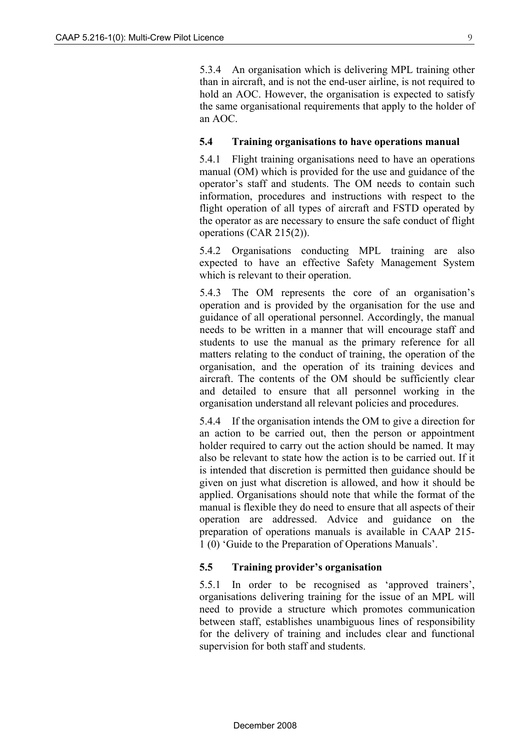5.3.4 An organisation which is delivering MPL training other than in aircraft, and is not the end-user airline, is not required to hold an AOC. However, the organisation is expected to satisfy the same organisational requirements that apply to the holder of an AOC.

### 5.4 Training organisations to have operations manual

5.4.1 Flight training organisations need to have an operations manual (OM) which is provided for the use and guidance of the operator's staff and students. The OM needs to contain such information, procedures and instructions with respect to the flight operation of all types of aircraft and FSTD operated by the operator as are necessary to ensure the safe conduct of flight operations (CAR 215(2)).

5.4.2 Organisations conducting MPL training are also expected to have an effective Safety Management System which is relevant to their operation.

5.4.3 The OM represents the core of an organisation's operation and is provided by the organisation for the use and guidance of all operational personnel. Accordingly, the manual needs to be written in a manner that will encourage staff and students to use the manual as the primary reference for all matters relating to the conduct of training, the operation of the organisation, and the operation of its training devices and aircraft. The contents of the OM should be sufficiently clear and detailed to ensure that all personnel working in the organisation understand all relevant policies and procedures.

5.4.4 If the organisation intends the OM to give a direction for an action to be carried out, then the person or appointment holder required to carry out the action should be named. It may also be relevant to state how the action is to be carried out. If it is intended that discretion is permitted then guidance should be given on just what discretion is allowed, and how it should be applied. Organisations should note that while the format of the manual is flexible they do need to ensure that all aspects of their operation are addressed. Advice and guidance on the preparation of operations manuals is available in CAAP 215-1 (0) 'Guide to the Preparation of Operations Manuals'.

### 5.5 Training provider's organisation

5.5.1 In order to be recognised as 'approved trainers', organisations delivering training for the issue of an MPL will need to provide a structure which promotes communication between staff, establishes unambiguous lines of responsibility for the delivery of training and includes clear and functional supervision for both staff and students.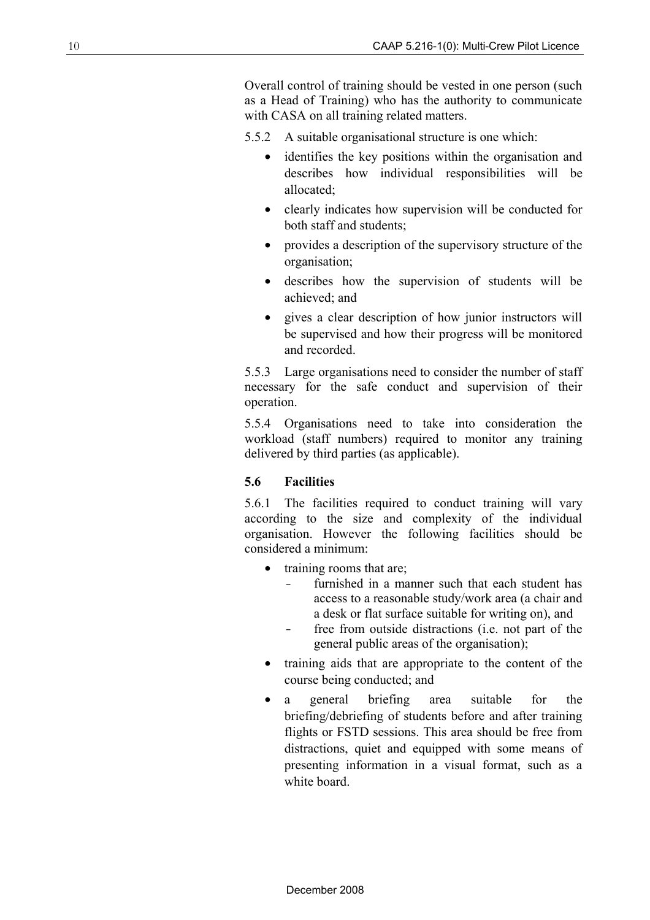Overall control of training should be vested in one person (such as a Head of Training) who has the authority to communicate with CASA on all training related matters.

5.5.2 A suitable organisational structure is one which:

- identifies the key positions within the organisation and describes how individual responsibilities will be allocated;
- clearly indicates how supervision will be conducted for both staff and students;
- provides a description of the supervisory structure of the organisation;
- describes how the supervision of students will be achieved; and
- gives a clear description of how junior instructors will be supervised and how their progress will be monitored and recorded.

5.5.3 Large organisations need to consider the number of staff necessary for the safe conduct and supervision of their operation.

5.5.4 Organisations need to take into consideration the workload (staff numbers) required to monitor any training delivered by third parties (as applicable).

### 5.6 Facilities

5.6.1 The facilities required to conduct training will vary according to the size and complexity of the individual organisation. However the following facilities should be considered a minimum:

- training rooms that are;
  - furnished in a manner such that each student has access to a reasonable study/work area (a chair and a desk or flat surface suitable for writing on), and
  - free from outside distractions (i.e. not part of the general public areas of the organisation);
- training aids that are appropriate to the content of the course being conducted; and
- a general briefing area suitable for the briefing/debriefing of students before and after training flights or FSTD sessions. This area should be free from distractions, quiet and equipped with some means of presenting information in a visual format, such as a white board.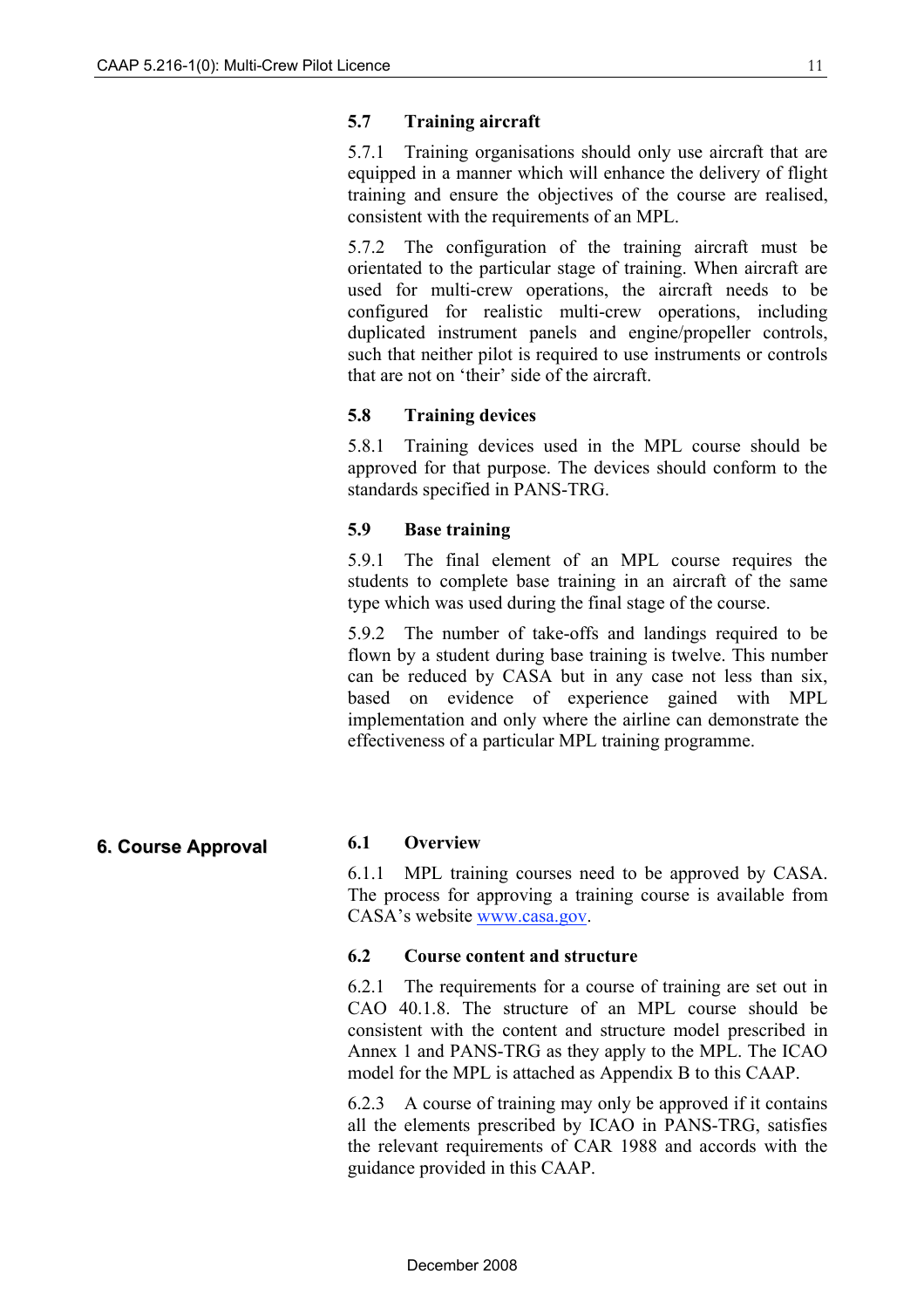### 5.7 Training aircraft

5.7.1 Training organisations should only use aircraft that are equipped in a manner which will enhance the delivery of flight training and ensure the objectives of the course are realised, consistent with the requirements of an MPL.

5.7.2 The configuration of the training aircraft must be orientated to the particular stage of training. When aircraft are used for multi-crew operations, the aircraft needs to be configured for realistic multi-crew operations, including duplicated instrument panels and engine/propeller controls, such that neither pilot is required to use instruments or controls that are not on 'their' side of the aircraft.

### 5.8 Training devices

5.8.1 Training devices used in the MPL course should be approved for that purpose. The devices should conform to the standards specified in PANS-TRG.

### 5.9 Base training

5.9.1 The final element of an MPL course requires the students to complete base training in an aircraft of the same type which was used during the final stage of the course.

5.9.2 The number of take-offs and landings required to be flown by a student during base training is twelve. This number can be reduced by CASA but in any case not less than six, based on evidence of experience gained with MPL implementation and only where the airline can demonstrate the effectiveness of a particular MPL training programme.

## 6. Course Approval

### 6.1 Overview

6.1.1 MPL training courses need to be approved by CASA. The process for approving a training course is available from CASA's website [www.casa.gov](www.casa.gov).

### 6.2 Course content and structure

6.2.1 The requirements for a course of training are set out in CAO 40.1.8. The structure of an MPL course should be consistent with the content and structure model prescribed in Annex 1 and PANS-TRG as they apply to the MPL. The ICAO model for the MPL is attached as Appendix B to this CAAP.

6.2.3 A course of training may only be approved if it contains all the elements prescribed by ICAO in PANS-TRG, satisfies the relevant requirements of CAR 1988 and accords with the guidance provided in this CAAP.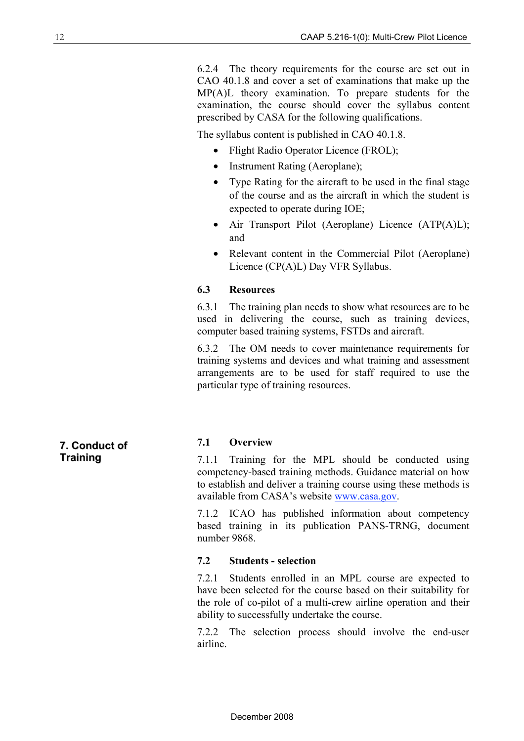6.2.4 The theory requirements for the course are set out in CAO 40.1.8 and cover a set of examinations that make up the MP(A)L theory examination. To prepare students for the examination, the course should cover the syllabus content prescribed by CASA for the following qualifications.

The syllabus content is published in CAO 40.1.8.

- Flight Radio Operator Licence (FROL);
- Instrument Rating (Aeroplane);
- Type Rating for the aircraft to be used in the final stage of the course and as the aircraft in which the student is expected to operate during IOE;
- Air Transport Pilot (Aeroplane) Licence (ATP(A)L); and
- Relevant content in the Commercial Pilot (Aeroplane) Licence (CP(A)L) Day VFR Syllabus.

### 6.3 Resources

6.3.1 The training plan needs to show what resources are to be used in delivering the course, such as training devices, computer based training systems, FSTDs and aircraft.

6.3.2 The OM needs to cover maintenance requirements for training systems and devices and what training and assessment arrangements are to be used for staff required to use the particular type of training resources.

## 7. Conduct of Training

### 7.1 Overview

7.1.1 Training for the MPL should be conducted using competency-based training methods. Guidance material on how to establish and deliver a training course using these methods is available from CASA's website [www.casa.gov](www.casa.gov).

7.1.2 ICAO has published information about competency based training in its publication PANS-TRNG, document number 9868.

### 7.2 Students - selection

7.2.1 Students enrolled in an MPL course are expected to have been selected for the course based on their suitability for the role of co-pilot of a multi-crew airline operation and their ability to successfully undertake the course.

7.2.2 The selection process should involve the end-user airline.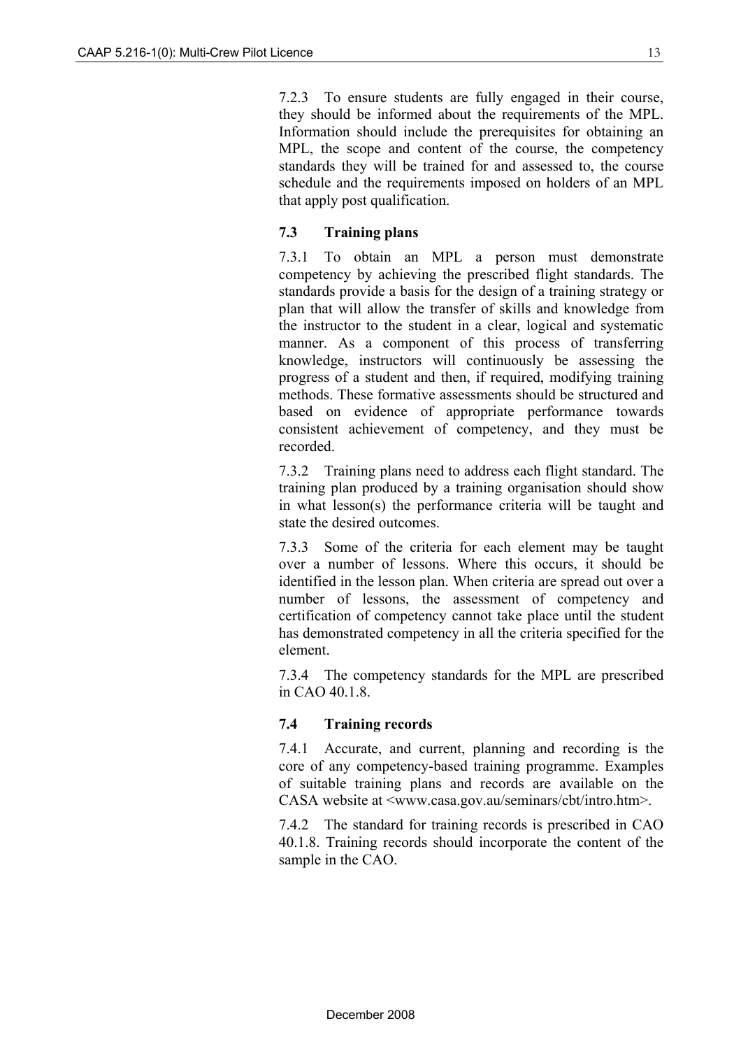7.2.3 To ensure students are fully engaged in their course, they should be informed about the requirements of the MPL. Information should include the prerequisites for obtaining an MPL, the scope and content of the course, the competency standards they will be trained for and assessed to, the course schedule and the requirements imposed on holders of an MPL that apply post qualification.

### 7.3 Training plans

7.3.1 To obtain an MPL a person must demonstrate competency by achieving the prescribed flight standards. The standards provide a basis for the design of a training strategy or plan that will allow the transfer of skills and knowledge from the instructor to the student in a clear, logical and systematic manner. As a component of this process of transferring knowledge, instructors will continuously be assessing the progress of a student and then, if required, modifying training methods. These formative assessments should be structured and based on evidence of appropriate performance towards consistent achievement of competency, and they must be recorded.

7.3.2 Training plans need to address each flight standard. The training plan produced by a training organisation should show in what lesson(s) the performance criteria will be taught and state the desired outcomes.

7.3.3 Some of the criteria for each element may be taught over a number of lessons. Where this occurs, it should be identified in the lesson plan. When criteria are spread out over a number of lessons, the assessment of competency and certification of competency cannot take place until the student has demonstrated competency in all the criteria specified for the element.

7.3.4 The competency standards for the MPL are prescribed in CAO 40.1.8.

### 7.4 Training records

7.4.1 Accurate, and current, planning and recording is the core of any competency-based training programme. Examples of suitable training plans and records are available on the CASA website at <www.casa.gov.au/seminars/cbt/intro.htm>.

7.4.2 The standard for training records is prescribed in CAO 40.1.8. Training records should incorporate the content of the sample in the CAO.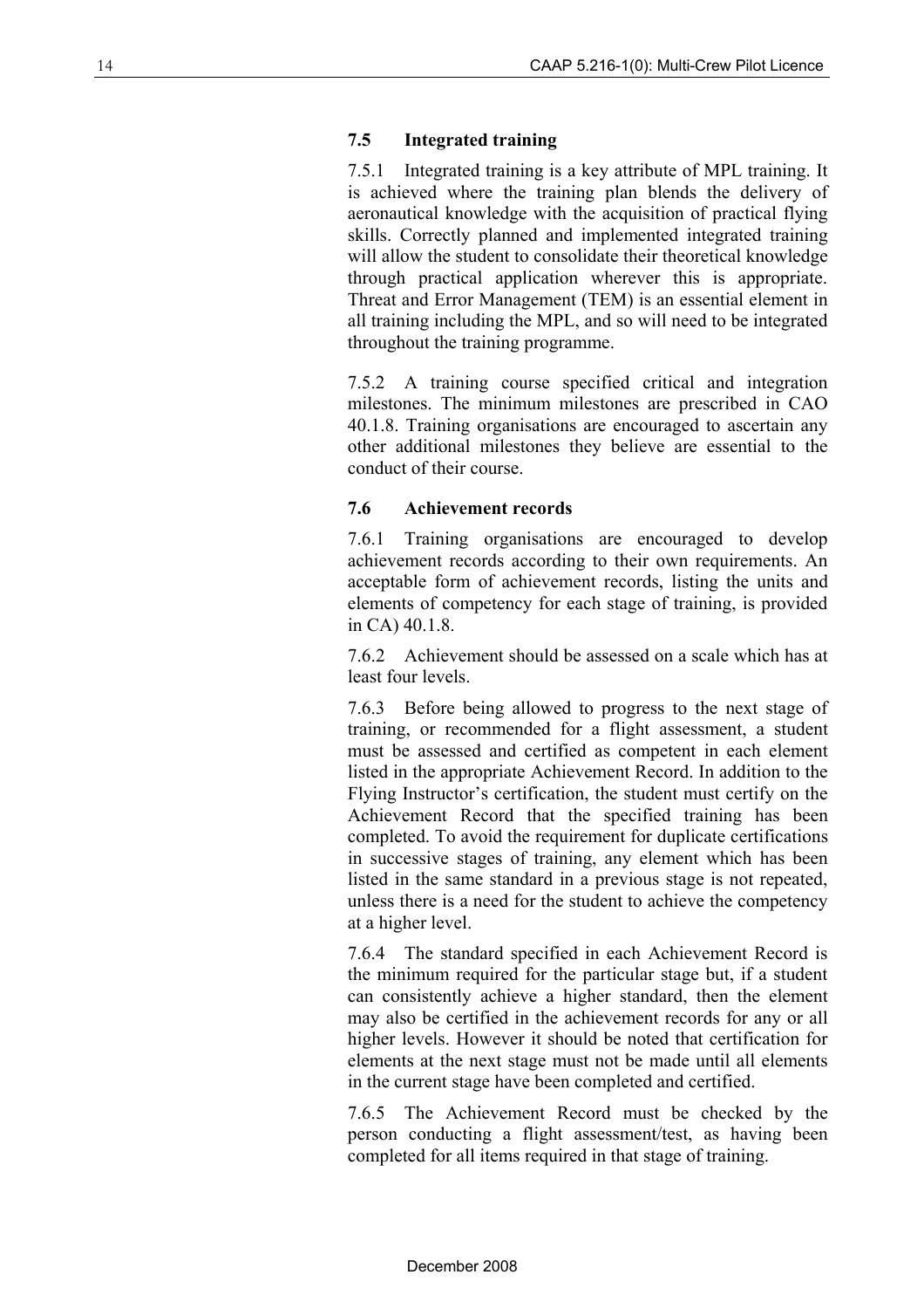### 7.5 Integrated training

7.5.1 Integrated training is a key attribute of MPL training. It is achieved where the training plan blends the delivery of aeronautical knowledge with the acquisition of practical flying skills. Correctly planned and implemented integrated training will allow the student to consolidate their theoretical knowledge through practical application wherever this is appropriate. Threat and Error Management (TEM) is an essential element in all training including the MPL, and so will need to be integrated throughout the training programme.

7.5.2 A training course specified critical and integration milestones. The minimum milestones are prescribed in CAO 40.1.8. Training organisations are encouraged to ascertain any other additional milestones they believe are essential to the conduct of their course.

### 7.6 Achievement records

7.6.1 Training organisations are encouraged to develop achievement records according to their own requirements. An acceptable form of achievement records, listing the units and elements of competency for each stage of training, is provided in CA) 40.1.8.

7.6.2 Achievement should be assessed on a scale which has at least four levels.

7.6.3 Before being allowed to progress to the next stage of training, or recommended for a flight assessment, a student must be assessed and certified as competent in each element listed in the appropriate Achievement Record. In addition to the Flying Instructor's certification, the student must certify on the Achievement Record that the specified training has been completed. To avoid the requirement for duplicate certifications in successive stages of training, any element which has been listed in the same standard in a previous stage is not repeated, unless there is a need for the student to achieve the competency at a higher level.

7.6.4 The standard specified in each Achievement Record is the minimum required for the particular stage but, if a student can consistently achieve a higher standard, then the element may also be certified in the achievement records for any or all higher levels. However it should be noted that certification for elements at the next stage must not be made until all elements in the current stage have been completed and certified.

7.6.5 The Achievement Record must be checked by the person conducting a flight assessment/test, as having been completed for all items required in that stage of training.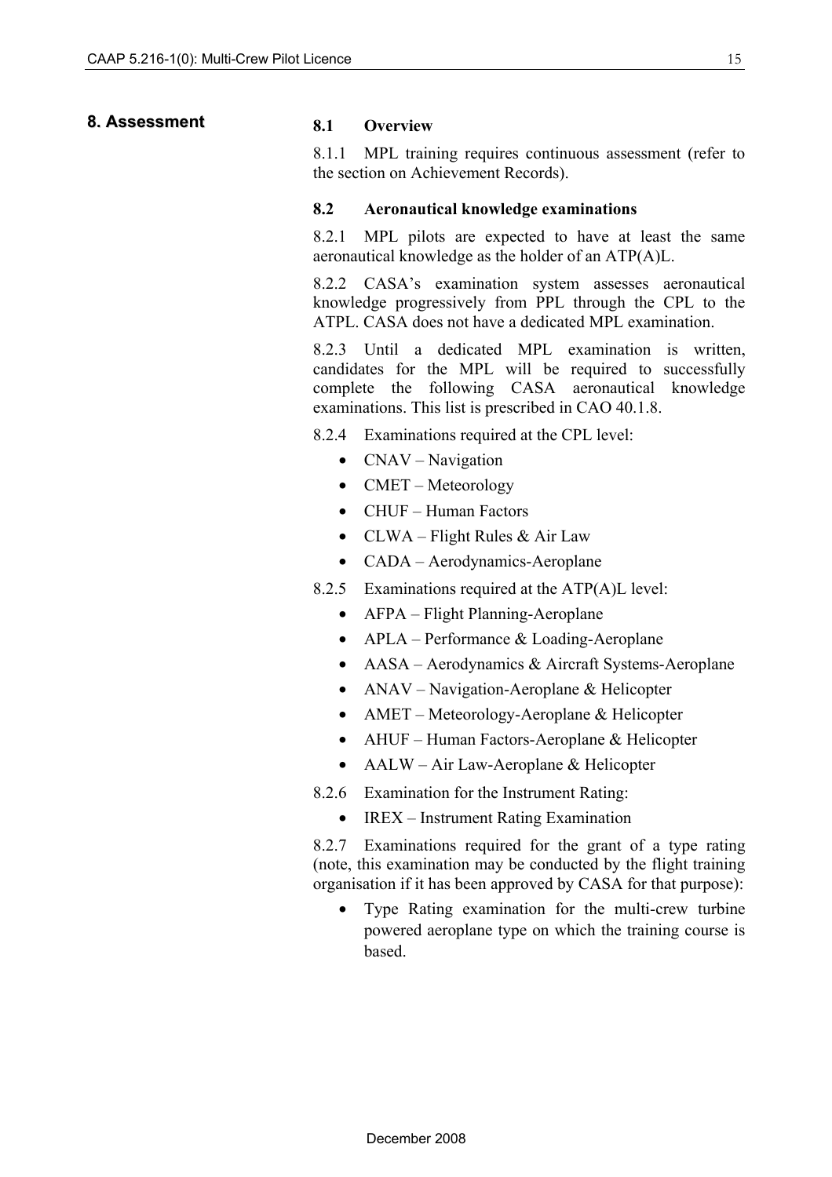# 8. Assessment

## 8.1 Overview

8.1.1 MPL training requires continuous assessment (refer to the section on Achievement Records).

## 8.2 Aeronautical knowledge examinations

8.2.1 MPL pilots are expected to have at least the same aeronautical knowledge as the holder of an ATP(A)L.

8.2.2 CASA's examination system assesses aeronautical knowledge progressively from PPL through the CPL to the ATPL. CASA does not have a dedicated MPL examination.

8.2.3 Until a dedicated MPL examination is written, candidates for the MPL will be required to successfully complete the following CASA aeronautical knowledge examinations. This list is prescribed in CAO 40.1.8.

8.2.4 Examinations required at the CPL level:

- CNAV – Navigation
- CMET – Meteorology
- CHUF – Human Factors
- CLWA – Flight Rules & Air Law
- CADA – Aerodynamics-Aeroplane

8.2.5 Examinations required at the ATP(A)L level:

- AFPA – Flight Planning-Aeroplane
- APLA – Performance & Loading-Aeroplane
- AASA – Aerodynamics & Aircraft Systems-Aeroplane
- ANAV – Navigation-Aeroplane & Helicopter
- AMET – Meteorology-Aeroplane & Helicopter
- AHUF – Human Factors-Aeroplane & Helicopter
- AALW – Air Law-Aeroplane & Helicopter

8.2.6 Examination for the Instrument Rating:

- IREX – Instrument Rating Examination

8.2.7 Examinations required for the grant of a type rating (note, this examination may be conducted by the flight training organisation if it has been approved by CASA for that purpose):

- Type Rating examination for the multi-crew turbine powered aeroplane type on which the training course is based.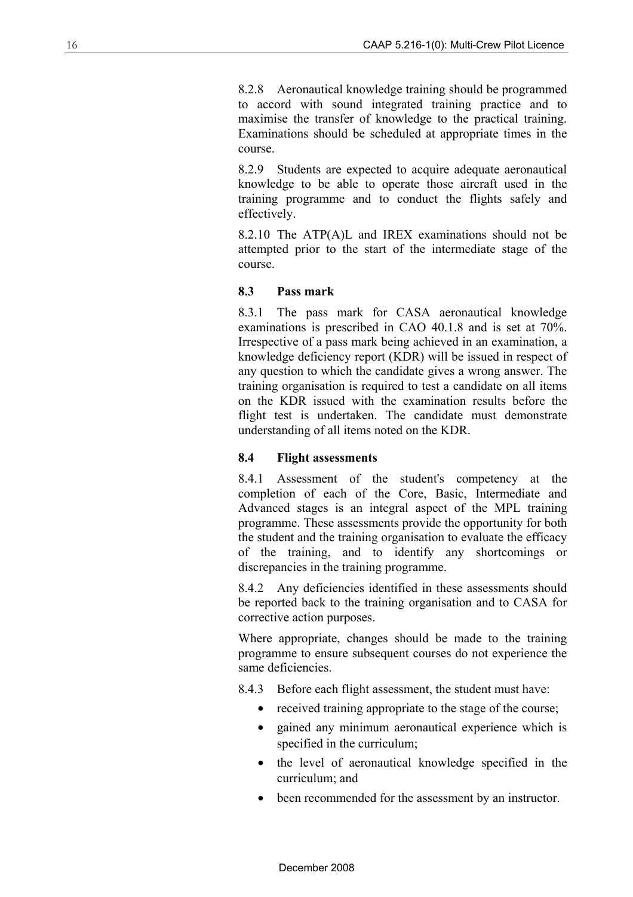8.2.8 Aeronautical knowledge training should be programmed to accord with sound integrated training practice and to maximise the transfer of knowledge to the practical training. Examinations should be scheduled at appropriate times in the course.

8.2.9 Students are expected to acquire adequate aeronautical knowledge to be able to operate those aircraft used in the training programme and to conduct the flights safely and effectively.

8.2.10 The ATP(A)L and IREX examinations should not be attempted prior to the start of the intermediate stage of the course.

### 8.3 Pass mark

8.3.1 The pass mark for CASA aeronautical knowledge examinations is prescribed in CAO 40.1.8 and is set at 70%. Irrespective of a pass mark being achieved in an examination, a knowledge deficiency report (KDR) will be issued in respect of any question to which the candidate gives a wrong answer. The training organisation is required to test a candidate on all items on the KDR issued with the examination results before the flight test is undertaken. The candidate must demonstrate understanding of all items noted on the KDR.

### 8.4 Flight assessments

8.4.1 Assessment of the student's competency at the completion of each of the Core, Basic, Intermediate and Advanced stages is an integral aspect of the MPL training programme. These assessments provide the opportunity for both the student and the training organisation to evaluate the efficacy of the training, and to identify any shortcomings or discrepancies in the training programme.

8.4.2 Any deficiencies identified in these assessments should be reported back to the training organisation and to CASA for corrective action purposes.

Where appropriate, changes should be made to the training programme to ensure subsequent courses do not experience the same deficiencies.

8.4.3 Before each flight assessment, the student must have:

- received training appropriate to the stage of the course;
- gained any minimum aeronautical experience which is specified in the curriculum;
- the level of aeronautical knowledge specified in the curriculum; and
- been recommended for the assessment by an instructor.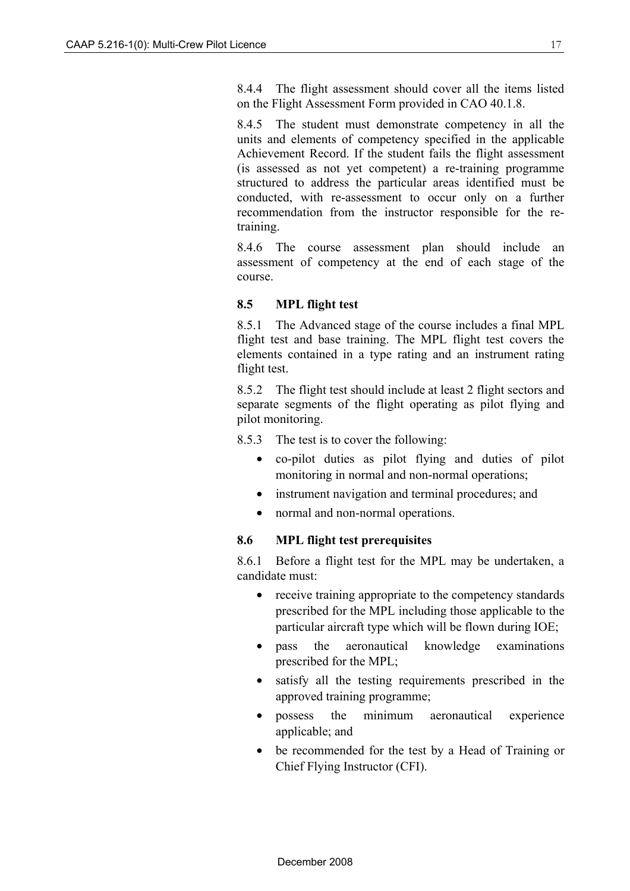8.4.4 The flight assessment should cover all the items listed on the Flight Assessment Form provided in CAO 40.1.8.

8.4.5 The student must demonstrate competency in all the units and elements of competency specified in the applicable Achievement Record. If the student fails the flight assessment (is assessed as not yet competent) a re-training programme structured to address the particular areas identified must be conducted, with re-assessment to occur only on a further recommendation from the instructor responsible for the re-training.

8.4.6 The course assessment plan should include an assessment of competency at the end of each stage of the course.

### 8.5 MPL flight test

8.5.1 The Advanced stage of the course includes a final MPL flight test and base training. The MPL flight test covers the elements contained in a type rating and an instrument rating flight test.

8.5.2 The flight test should include at least 2 flight sectors and separate segments of the flight operating as pilot flying and pilot monitoring.

8.5.3 The test is to cover the following:

- co-pilot duties as pilot flying and duties of pilot monitoring in normal and non-normal operations;
- instrument navigation and terminal procedures; and
- normal and non-normal operations.

### 8.6 MPL flight test prerequisites

8.6.1 Before a flight test for the MPL may be undertaken, a candidate must:

- receive training appropriate to the competency standards prescribed for the MPL including those applicable to the particular aircraft type which will be flown during IOE;
- pass the aeronautical knowledge examinations prescribed for the MPL;
- satisfy all the testing requirements prescribed in the approved training programme;
- possess the minimum aeronautical experience applicable; and
- be recommended for the test by a Head of Training or Chief Flying Instructor (CFI).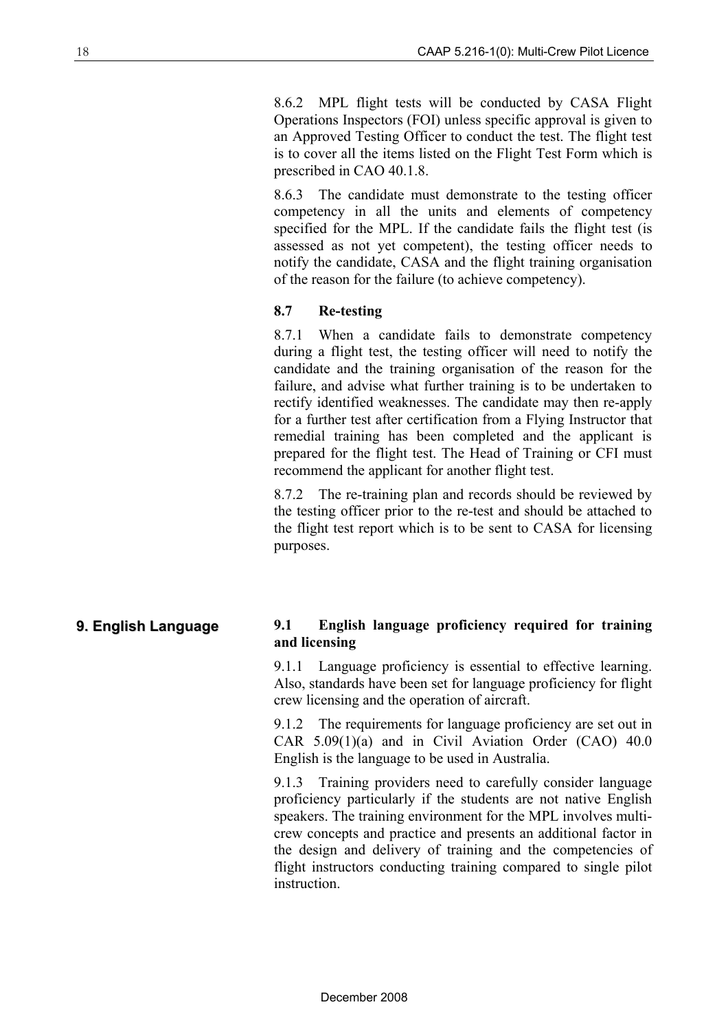8.6.2 MPL flight tests will be conducted by CASA Flight Operations Inspectors (FOI) unless specific approval is given to an Approved Testing Officer to conduct the test. The flight test is to cover all the items listed on the Flight Test Form which is prescribed in CAO 40.1.8.

8.6.3 The candidate must demonstrate to the testing officer competency in all the units and elements of competency specified for the MPL. If the candidate fails the flight test (is assessed as not yet competent), the testing officer needs to notify the candidate, CASA and the flight training organisation of the reason for the failure (to achieve competency).

### 8.7 Re-testing

8.7.1 When a candidate fails to demonstrate competency during a flight test, the testing officer will need to notify the candidate and the training organisation of the reason for the failure, and advise what further training is to be undertaken to rectify identified weaknesses. The candidate may then re-apply for a further test after certification from a Flying Instructor that remedial training has been completed and the applicant is prepared for the flight test. The Head of Training or CFI must recommend the applicant for another flight test.

8.7.2 The re-training plan and records should be reviewed by the testing officer prior to the re-test and should be attached to the flight test report which is to be sent to CASA for licensing purposes.

## 9. English Language

### 9.1 English language proficiency required for training and licensing

9.1.1 Language proficiency is essential to effective learning. Also, standards have been set for language proficiency for flight crew licensing and the operation of aircraft.

9.1.2 The requirements for language proficiency are set out in CAR 5.09(1)(a) and in Civil Aviation Order (CAO) 40.0 English is the language to be used in Australia.

9.1.3 Training providers need to carefully consider language proficiency particularly if the students are not native English speakers. The training environment for the MPL involves multi-crew concepts and practice and presents an additional factor in the design and delivery of training and the competencies of flight instructors conducting training compared to single pilot instruction.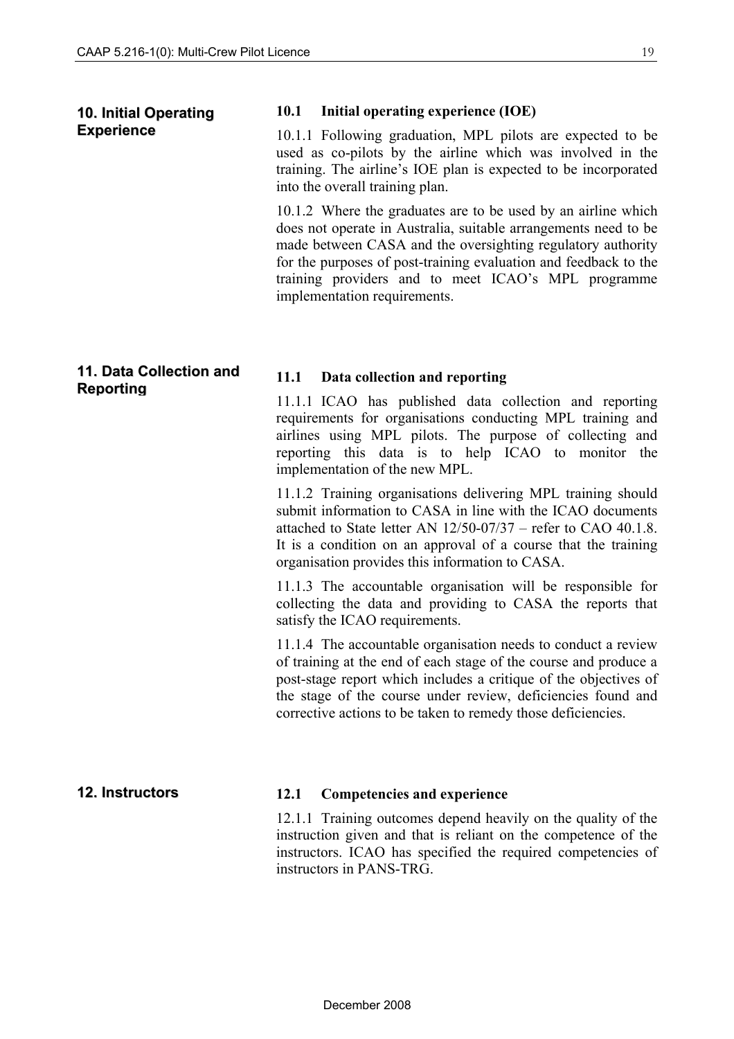## 10. Initial Operating Experience

### 10.1 Initial operating experience (IOE)

10.1.1 Following graduation, MPL pilots are expected to be used as co-pilots by the airline which was involved in the training. The airline's IOE plan is expected to be incorporated into the overall training plan.

10.1.2 Where the graduates are to be used by an airline which does not operate in Australia, suitable arrangements need to be made between CASA and the oversighting regulatory authority for the purposes of post-training evaluation and feedback to the training providers and to meet ICAO's MPL programme implementation requirements.

## 11. Data Collection and Reporting

### 11.1 Data collection and reporting

11.1.1 ICAO has published data collection and reporting requirements for organisations conducting MPL training and airlines using MPL pilots. The purpose of collecting and reporting this data is to help ICAO to monitor the implementation of the new MPL.

11.1.2 Training organisations delivering MPL training should submit information to CASA in line with the ICAO documents attached to State letter AN 12/50-07/37 – refer to CAO 40.1.8. It is a condition on an approval of a course that the training organisation provides this information to CASA.

11.1.3 The accountable organisation will be responsible for collecting the data and providing to CASA the reports that satisfy the ICAO requirements.

11.1.4 The accountable organisation needs to conduct a review of training at the end of each stage of the course and produce a post-stage report which includes a critique of the objectives of the stage of the course under review, deficiencies found and corrective actions to be taken to remedy those deficiencies.

## 12. Instructors

### 12.1 Competencies and experience

12.1.1 Training outcomes depend heavily on the quality of the instruction given and that is reliant on the competence of the instructors. ICAO has specified the required competencies of instructors in PANS-TRG.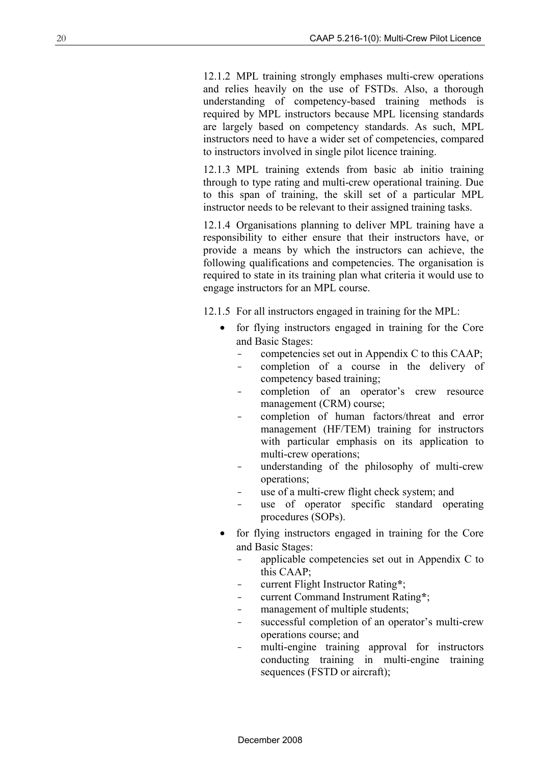12.1.2 MPL training strongly emphases multi-crew operations and relies heavily on the use of FSTDs. Also, a thorough understanding of competency-based training methods is required by MPL instructors because MPL licensing standards are largely based on competency standards. As such, MPL instructors need to have a wider set of competencies, compared to instructors involved in single pilot licence training.

12.1.3 MPL training extends from basic ab initio training through to type rating and multi-crew operational training. Due to this span of training, the skill set of a particular MPL instructor needs to be relevant to their assigned training tasks.

12.1.4 Organisations planning to deliver MPL training have a responsibility to either ensure that their instructors have, or provide a means by which the instructors can achieve, the following qualifications and competencies. The organisation is required to state in its training plan what criteria it would use to engage instructors for an MPL course.

12.1.5 For all instructors engaged in training for the MPL:

- for flying instructors engaged in training for the Core and Basic Stages:
  - competencies set out in Appendix C to this CAAP;
  - completion of a course in the delivery of competency based training;
  - completion of an operator's crew resource management (CRM) course;
  - completion of human factors/threat and error management (HF/TEM) training for instructors with particular emphasis on its application to multi-crew operations;
  - understanding of the philosophy of multi-crew operations;
  - use of a multi-crew flight check system; and
  - use of operator specific standard operating procedures (SOPs).
- for flying instructors engaged in training for the Core and Basic Stages:
  - applicable competencies set out in Appendix C to this CAAP;
  - current Flight Instructor Rating*;
  - current Command Instrument Rating*;
  - management of multiple students;
  - successful completion of an operator's multi-crew operations course; and
  - multi-engine training approval for instructors conducting training in multi-engine training sequences (FSTD or aircraft);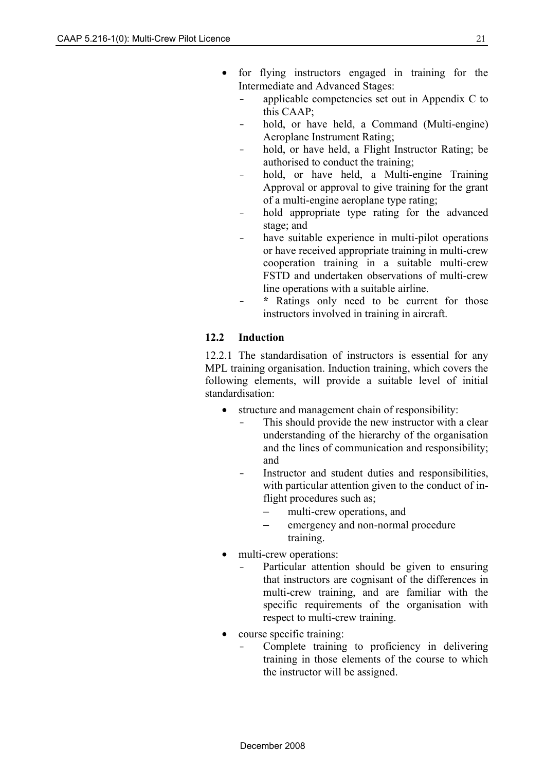- for flying instructors engaged in training for the Intermediate and Advanced Stages:
  - applicable competencies set out in Appendix C to this CAAP;
  - hold, or have held, a Command (Multi-engine) Aeroplane Instrument Rating;
  - hold, or have held, a Flight Instructor Rating; be authorised to conduct the training;
  - hold, or have held, a Multi-engine Training Approval or approval to give training for the grant of a multi-engine aeroplane type rating;
  - hold appropriate type rating for the advanced stage; and
  - have suitable experience in multi-pilot operations or have received appropriate training in multi-crew cooperation training in a suitable multi-crew FSTD and undertaken observations of multi-crew line operations with a suitable airline.
  - **\*** Ratings only need to be current for those instructors involved in training in aircraft.

### 12.2 Induction

12.2.1 The standardisation of instructors is essential for any MPL training organisation. Induction training, which covers the following elements, will provide a suitable level of initial standardisation:

- structure and management chain of responsibility:
  - This should provide the new instructor with a clear understanding of the hierarchy of the organisation and the lines of communication and responsibility; and
  - Instructor and student duties and responsibilities, with particular attention given to the conduct of in-flight procedures such as;
    - multi-crew operations, and
    - emergency and non-normal procedure training.
- multi-crew operations:
  - Particular attention should be given to ensuring that instructors are cognisant of the differences in multi-crew training, and are familiar with the specific requirements of the organisation with respect to multi-crew training.
- course specific training:
  - Complete training to proficiency in delivering training in those elements of the course to which the instructor will be assigned.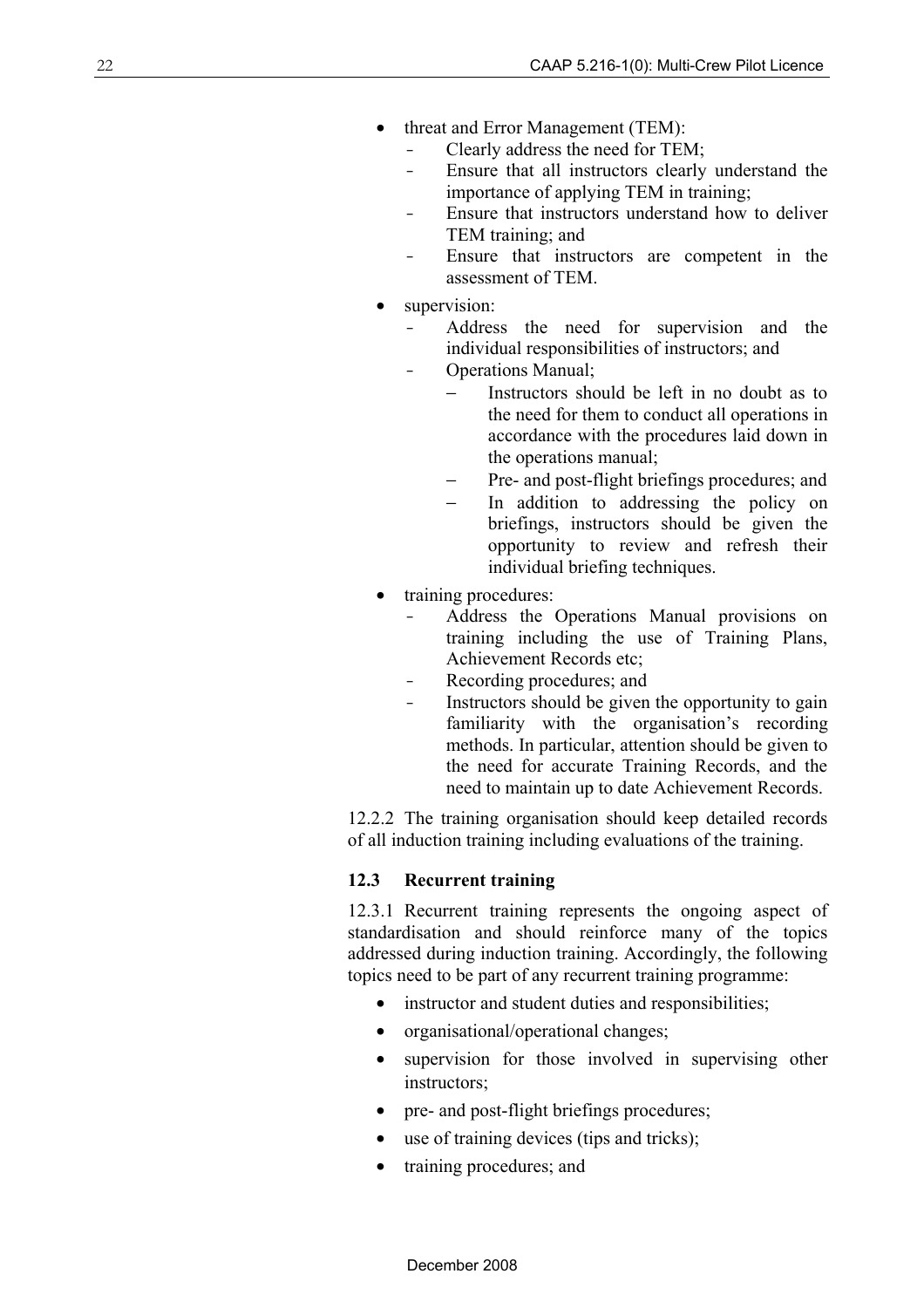- threat and Error Management (TEM):
  - Clearly address the need for TEM;
  - Ensure that all instructors clearly understand the importance of applying TEM in training;
  - Ensure that instructors understand how to deliver TEM training; and
  - Ensure that instructors are competent in the assessment of TEM.
- supervision:
  - Address the need for supervision and the individual responsibilities of instructors; and
  - Operations Manual;
    - Instructors should be left in no doubt as to the need for them to conduct all operations in accordance with the procedures laid down in the operations manual;
    - Pre- and post-flight briefings procedures; and
    - In addition to addressing the policy on briefings, instructors should be given the opportunity to review and refresh their individual briefing techniques.
- training procedures:
  - Address the Operations Manual provisions on training including the use of Training Plans, Achievement Records etc;
  - Recording procedures; and
  - Instructors should be given the opportunity to gain familiarity with the organisation's recording methods. In particular, attention should be given to the need for accurate Training Records, and the need to maintain up to date Achievement Records.

12.2.2 The training organisation should keep detailed records of all induction training including evaluations of the training.

### 12.3 Recurrent training

12.3.1 Recurrent training represents the ongoing aspect of standardisation and should reinforce many of the topics addressed during induction training. Accordingly, the following topics need to be part of any recurrent training programme:

- instructor and student duties and responsibilities;
- organisational/operational changes;
- supervision for those involved in supervising other instructors;
- pre- and post-flight briefings procedures;
- use of training devices (tips and tricks);
- training procedures; and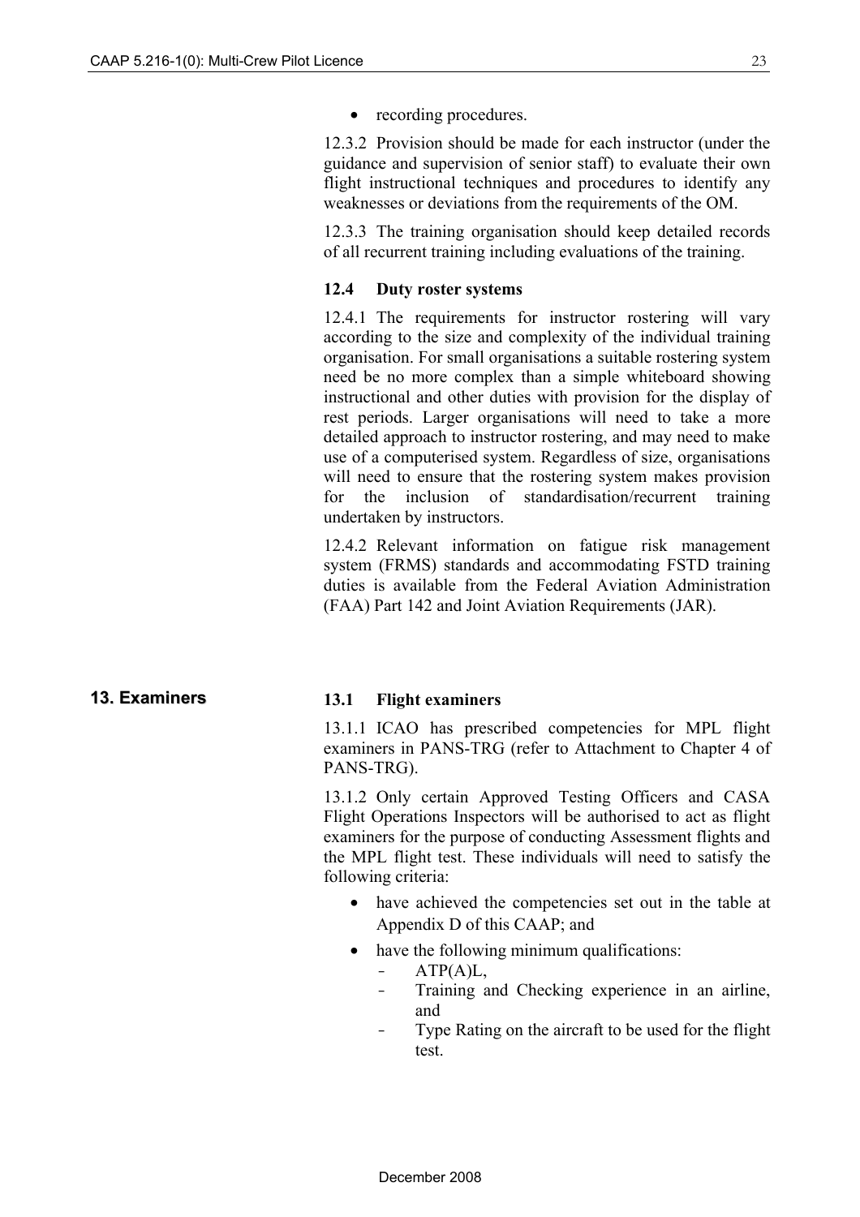- recording procedures.

12.3.2 Provision should be made for each instructor (under the guidance and supervision of senior staff) to evaluate their own flight instructional techniques and procedures to identify any weaknesses or deviations from the requirements of the OM.

12.3.3 The training organisation should keep detailed records of all recurrent training including evaluations of the training.

### 12.4 Duty roster systems

12.4.1 The requirements for instructor rostering will vary according to the size and complexity of the individual training organisation. For small organisations a suitable rostering system need be no more complex than a simple whiteboard showing instructional and other duties with provision for the display of rest periods. Larger organisations will need to take a more detailed approach to instructor rostering, and may need to make use of a computerised system. Regardless of size, organisations will need to ensure that the rostering system makes provision for the inclusion of standardisation/recurrent training undertaken by instructors.

12.4.2 Relevant information on fatigue risk management system (FRMS) standards and accommodating FSTD training duties is available from the Federal Aviation Administration (FAA) Part 142 and Joint Aviation Requirements (JAR).

## 13. Examiners

### 13.1 Flight examiners

13.1.1 ICAO has prescribed competencies for MPL flight examiners in PANS-TRG (refer to Attachment to Chapter 4 of PANS-TRG).

13.1.2 Only certain Approved Testing Officers and CASA Flight Operations Inspectors will be authorised to act as flight examiners for the purpose of conducting Assessment flights and the MPL flight test. These individuals will need to satisfy the following criteria:

- have achieved the competencies set out in the table at Appendix D of this CAAP; and
- have the following minimum qualifications:
  - ATP(A)L,
  - Training and Checking experience in an airline, and
  - Type Rating on the aircraft to be used for the flight test.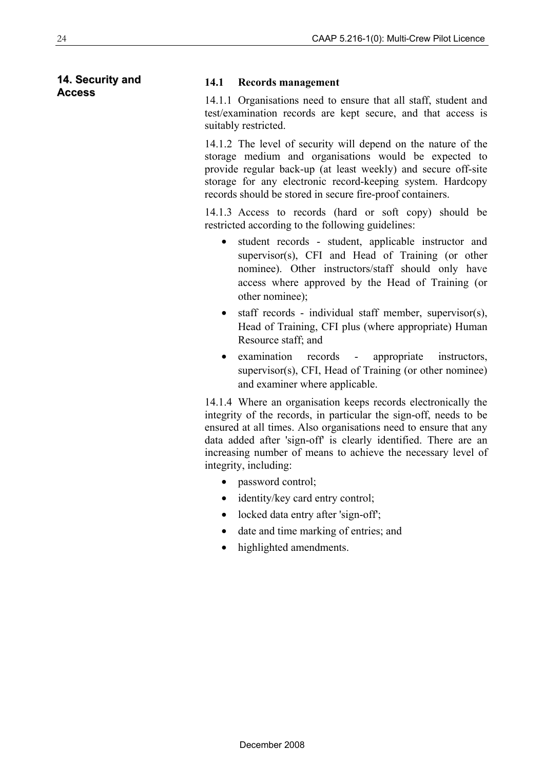## 14. Security and Access

### 14.1 Records management

14.1.1 Organisations need to ensure that all staff, student and test/examination records are kept secure, and that access is suitably restricted.

14.1.2 The level of security will depend on the nature of the storage medium and organisations would be expected to provide regular back-up (at least weekly) and secure off-site storage for any electronic record-keeping system. Hardcopy records should be stored in secure fire-proof containers.

14.1.3 Access to records (hard or soft copy) should be restricted according to the following guidelines:

- student records - student, applicable instructor and supervisor(s), CFI and Head of Training (or other nominee). Other instructors/staff should only have access where approved by the Head of Training (or other nominee);
- staff records - individual staff member, supervisor(s), Head of Training, CFI plus (where appropriate) Human Resource staff; and
- examination records - appropriate instructors, supervisor(s), CFI, Head of Training (or other nominee) and examiner where applicable.

14.1.4 Where an organisation keeps records electronically the integrity of the records, in particular the sign-off, needs to be ensured at all times. Also organisations need to ensure that any data added after 'sign-off' is clearly identified. There are an increasing number of means to achieve the necessary level of integrity, including:

- password control;
- identity/key card entry control;
- locked data entry after 'sign-off';
- date and time marking of entries; and
- highlighted amendments.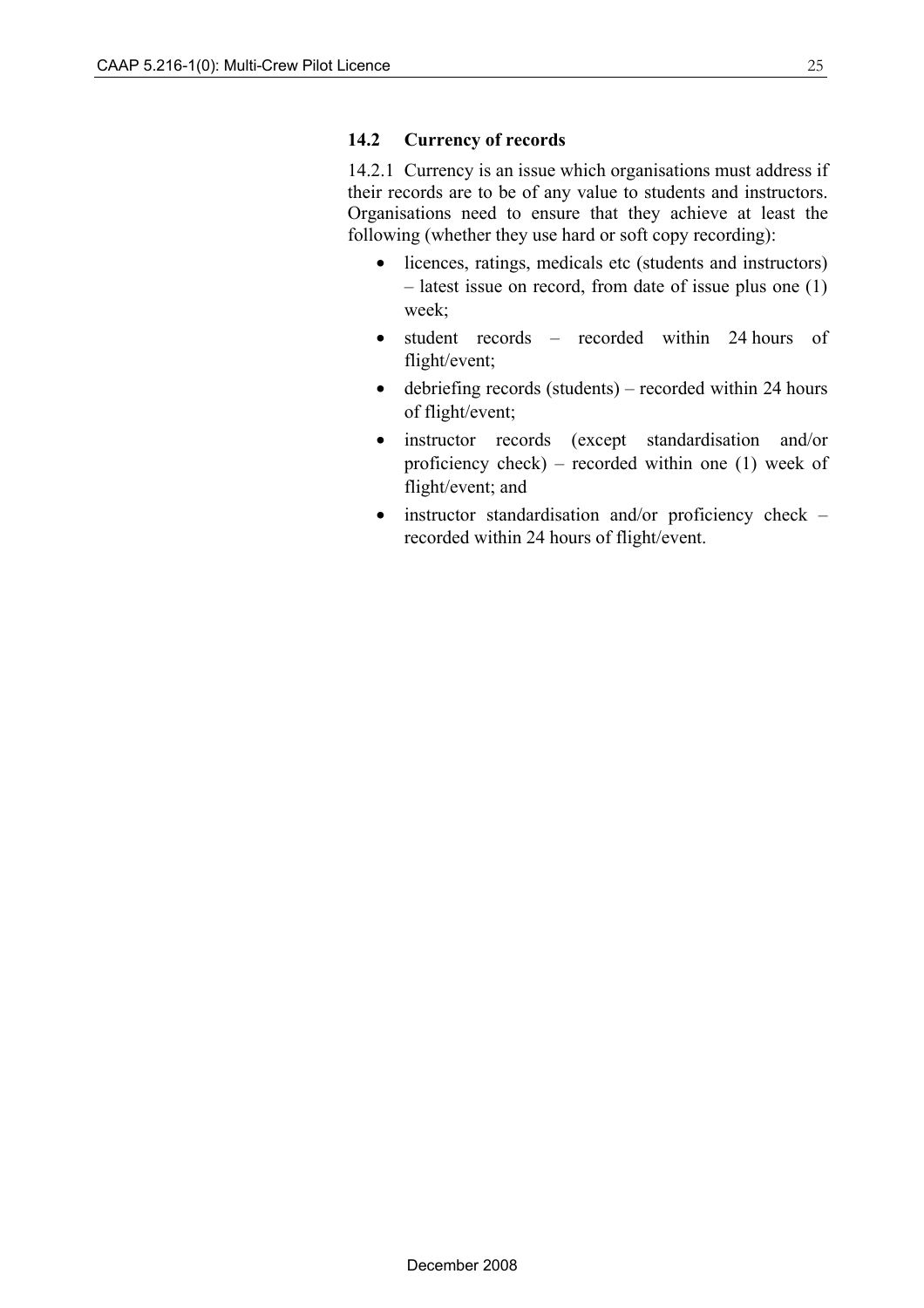### 14.2 Currency of records

14.2.1 Currency is an issue which organisations must address if their records are to be of any value to students and instructors. Organisations need to ensure that they achieve at least the following (whether they use hard or soft copy recording):

- licences, ratings, medicals etc (students and instructors) – latest issue on record, from date of issue plus one (1) week;
- student records – recorded within 24 hours of flight/event;
- debriefing records (students) – recorded within 24 hours of flight/event;
- instructor records (except standardisation and/or proficiency check) – recorded within one (1) week of flight/event; and
- instructor standardisation and/or proficiency check – recorded within 24 hours of flight/event.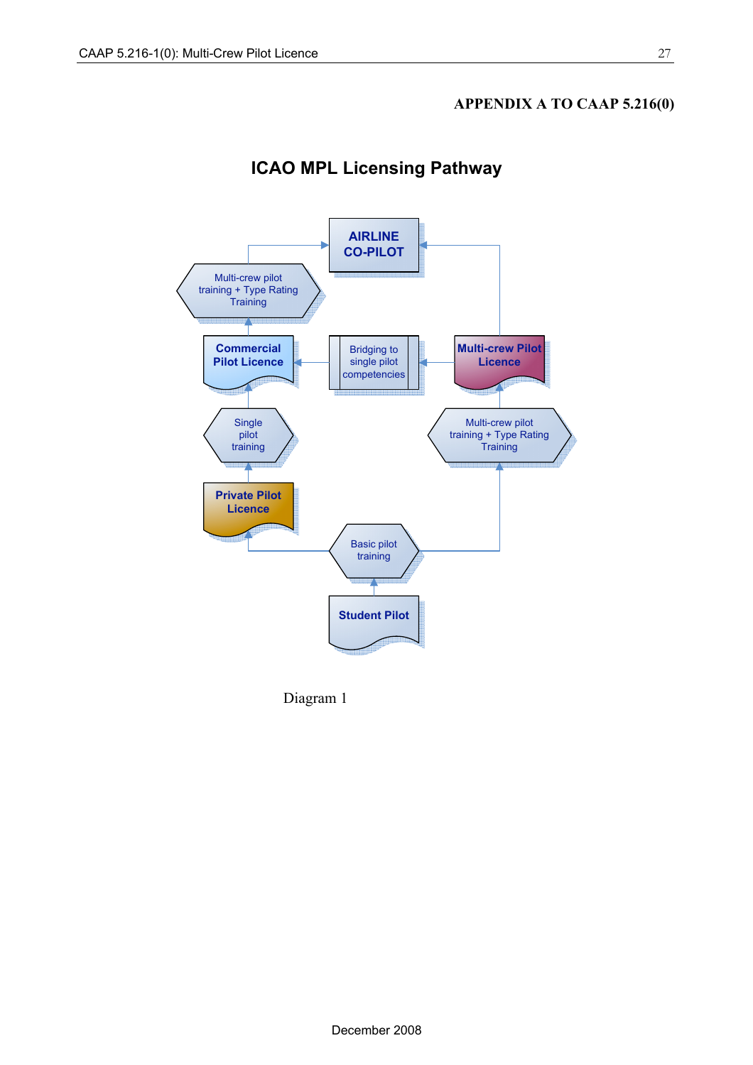**APPENDIX A TO CAAP 5.216(0)**

## ICAO MPL Licensing Pathway

AIRLINE CO-PILOT

Multi-crew pilot training + Type Rating Training

Commercial Pilot Licence

Bridging to single pilot competencies

Multi-crew Pilot Licence

Single pilot training

Multi-crew pilot training + Type Rating Training

Private Pilot Licence

Basic pilot training

Student Pilot

Diagram 1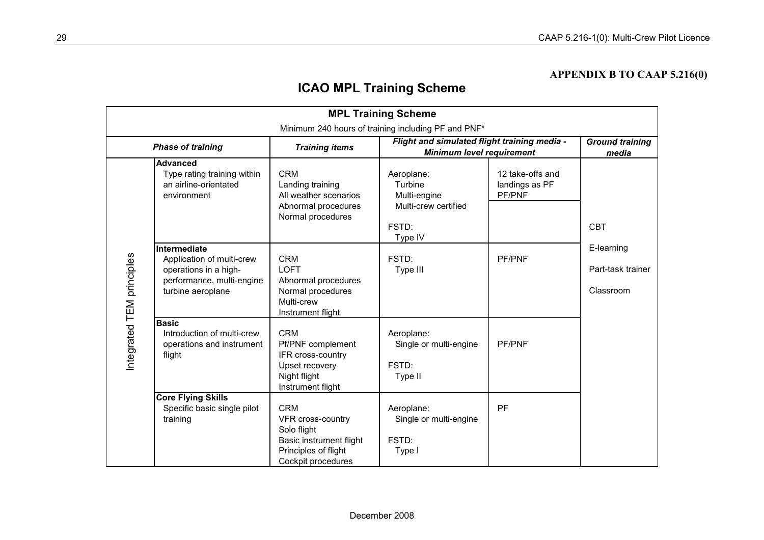**APPENDIX B TO CAAP 5.216(0)**

# ICAO MPL Training Scheme

**MPL Training Scheme**

Minimum 240 hours of training including PF and PNF*

| | *Phase of training* | *Training items* | *Flight and simulated flight training media - Minimum level requirement* | | *Ground training media* |
|---|---|---|---|---|---|
| Integrated TEM principles | **Advanced**<br>Type rating training within an airline-orientated environment | CRM<br>Landing training<br>All weather scenarios<br>Abnormal procedures<br>Normal procedures | Aeroplane:<br>Turbine<br>Multi-engine<br>Multi-crew certified<br><br>FSTD:<br>Type IV | 12 take-offs and landings as PF<br>PF/PNF | CBT<br><br>E-learning<br><br>Part-task trainer<br><br>Classroom |
| | **Intermediate**<br>Application of multi-crew operations in a high-performance, multi-engine turbine aeroplane | CRM<br>LOFT<br>Abnormal procedures<br>Normal procedures<br>Multi-crew<br>Instrument flight | FSTD:<br>Type III | PF/PNF | |
| | **Basic**<br>Introduction of multi-crew operations and instrument flight | CRM<br>Pf/PNF complement<br>IFR cross-country<br>Upset recovery<br>Night flight<br>Instrument flight | Aeroplane:<br>Single or multi-engine<br><br>FSTD:<br>Type II | PF/PNF | |
| | **Core Flying Skills**<br>Specific basic single pilot training | CRM<br>VFR cross-country<br>Solo flight<br>Basic instrument flight<br>Principles of flight<br>Cockpit procedures | Aeroplane:<br>Single or multi-engine<br><br>FSTD:<br>Type I | PF | |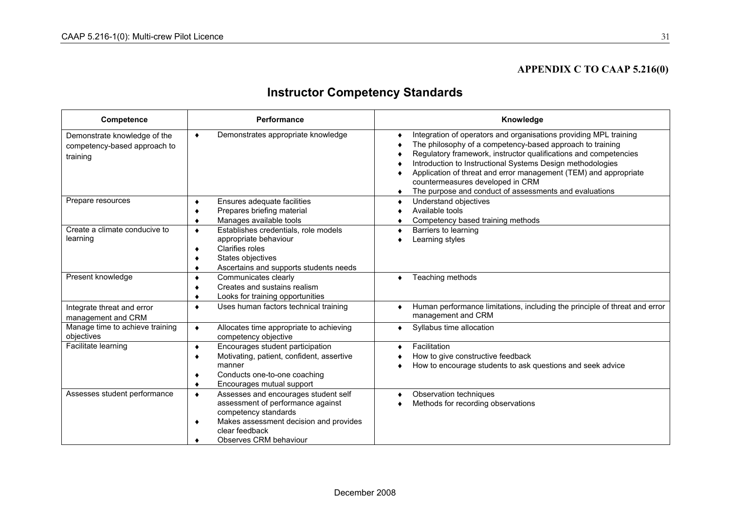**APPENDIX C TO CAAP 5.216(0)**

# Instructor Competency Standards

| Competence | Performance | Knowledge |
|---|---|---|
| Demonstrate knowledge of the competency-based approach to training | ♦ Demonstrates appropriate knowledge | ♦ Integration of operators and organisations providing MPL training<br>♦ The philosophy of a competency-based approach to training<br>♦ Regulatory framework, instructor qualifications and competencies<br>♦ Introduction to Instructional Systems Design methodologies<br>♦ Application of threat and error management (TEM) and appropriate countermeasures developed in CRM<br>♦ The purpose and conduct of assessments and evaluations |
| Prepare resources | ♦ Ensures adequate facilities<br>♦ Prepares briefing material<br>♦ Manages available tools | ♦ Understand objectives<br>♦ Available tools<br>♦ Competency based training methods |
| Create a climate conducive to learning | ♦ Establishes credentials, role models appropriate behaviour<br>♦ Clarifies roles<br>♦ States objectives<br>♦ Ascertains and supports students needs | ♦ Barriers to learning<br>♦ Learning styles |
| Present knowledge | ♦ Communicates clearly<br>♦ Creates and sustains realism<br>♦ Looks for training opportunities | ♦ Teaching methods |
| Integrate threat and error management and CRM | ♦ Uses human factors technical training | ♦ Human performance limitations, including the principle of threat and error management and CRM |
| Manage time to achieve training objectives | ♦ Allocates time appropriate to achieving competency objective | ♦ Syllabus time allocation |
| Facilitate learning | ♦ Encourages student participation<br>♦ Motivating, patient, confident, assertive manner<br>♦ Conducts one-to-one coaching<br>♦ Encourages mutual support | ♦ Facilitation<br>♦ How to give constructive feedback<br>♦ How to encourage students to ask questions and seek advice |
| Assesses student performance | ♦ Assesses and encourages student self assessment of performance against competency standards<br>♦ Makes assessment decision and provides clear feedback<br>♦ Observes CRM behaviour | ♦ Observation techniques<br>♦ Methods for recording observations |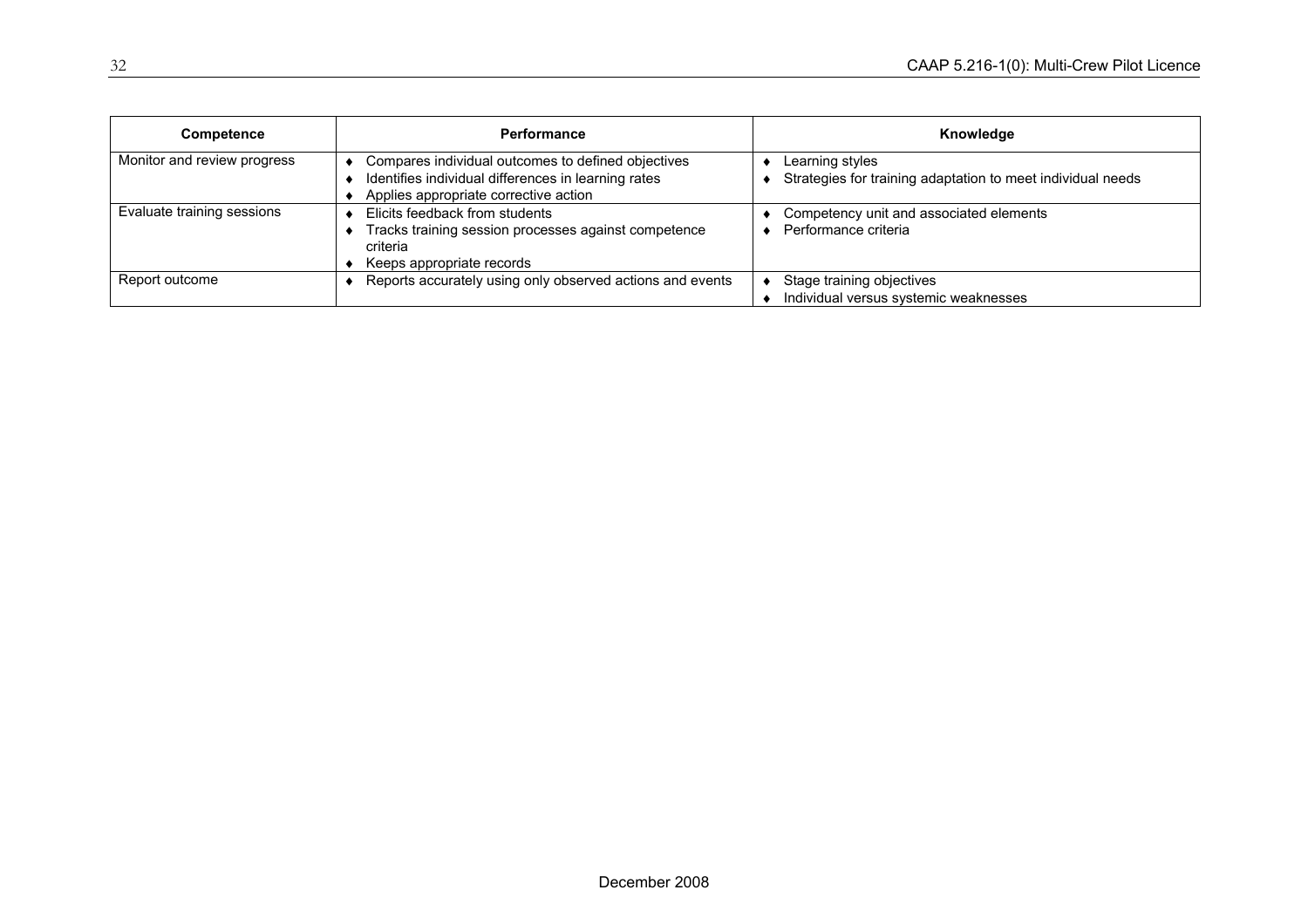| Competence | Performance | Knowledge |
|---|---|---|
| Monitor and review progress | ♦ Compares individual outcomes to defined objectives<br>♦ Identifies individual differences in learning rates<br>♦ Applies appropriate corrective action | ♦ Learning styles<br>♦ Strategies for training adaptation to meet individual needs |
| Evaluate training sessions | ♦ Elicits feedback from students<br>♦ Tracks training session processes against competence criteria<br>♦ Keeps appropriate records | ♦ Competency unit and associated elements<br>♦ Performance criteria |
| Report outcome | ♦ Reports accurately using only observed actions and events | ♦ Stage training objectives<br>♦ Individual versus systemic weaknesses |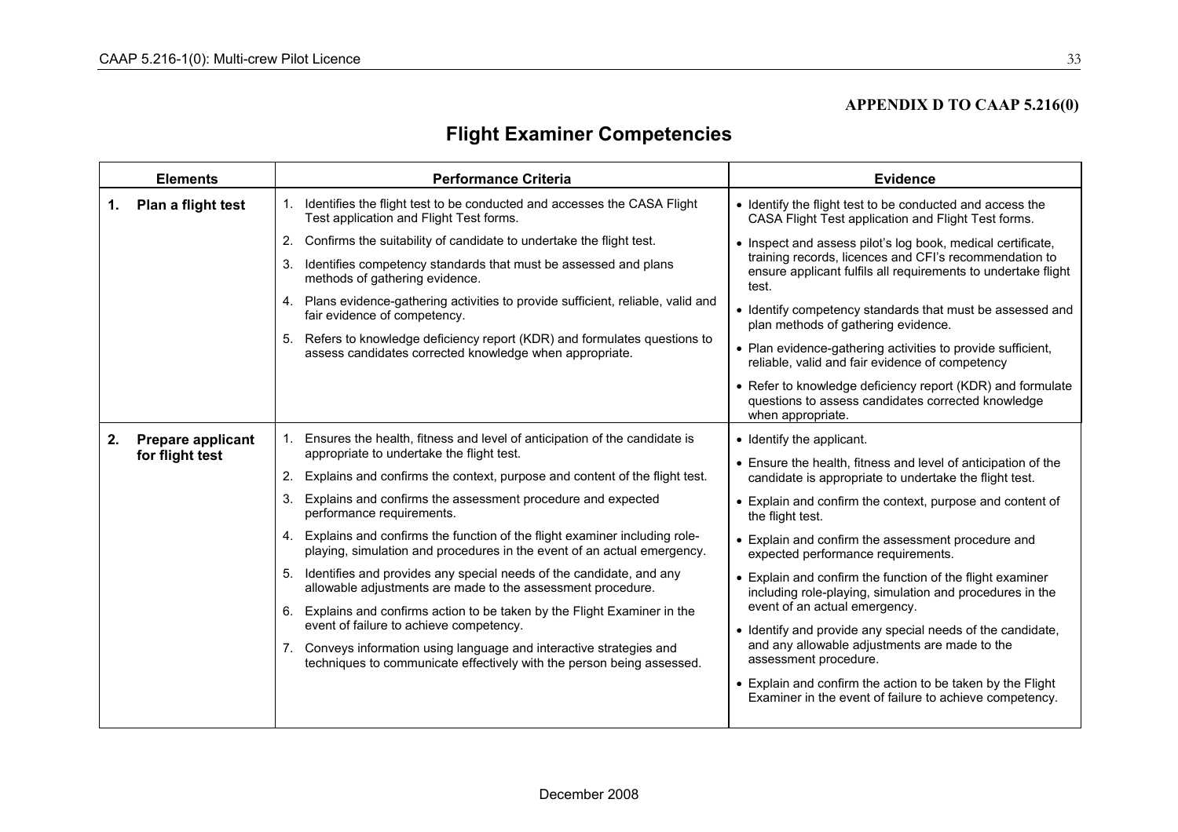**APPENDIX D TO CAAP 5.216(0)**

# Flight Examiner Competencies

| Elements | Performance Criteria | Evidence |
|---|---|---|
| **1. Plan a flight test** | 1. Identifies the flight test to be conducted and accesses the CASA Flight Test application and Flight Test forms.<br>2. Confirms the suitability of candidate to undertake the flight test.<br>3. Identifies competency standards that must be assessed and plans methods of gathering evidence.<br>4. Plans evidence-gathering activities to provide sufficient, reliable, valid and fair evidence of competency.<br>5. Refers to knowledge deficiency report (KDR) and formulates questions to assess candidates corrected knowledge when appropriate. | • Identify the flight test to be conducted and access the CASA Flight Test application and Flight Test forms.<br>• Inspect and assess pilot's log book, medical certificate, training records, licences and CFI's recommendation to ensure applicant fulfils all requirements to undertake flight test.<br>• Identify competency standards that must be assessed and plan methods of gathering evidence.<br>• Plan evidence-gathering activities to provide sufficient, reliable, valid and fair evidence of competency<br>• Refer to knowledge deficiency report (KDR) and formulate questions to assess candidates corrected knowledge when appropriate. |
| **2. Prepare applicant for flight test** | 1. Ensures the health, fitness and level of anticipation of the candidate is appropriate to undertake the flight test.<br>2. Explains and confirms the context, purpose and content of the flight test.<br>3. Explains and confirms the assessment procedure and expected performance requirements.<br>4. Explains and confirms the function of the flight examiner including role-playing, simulation and procedures in the event of an actual emergency.<br>5. Identifies and provides any special needs of the candidate, and any allowable adjustments are made to the assessment procedure.<br>6. Explains and confirms action to be taken by the Flight Examiner in the event of failure to achieve competency.<br>7. Conveys information using language and interactive strategies and techniques to communicate effectively with the person being assessed. | • Identify the applicant.<br>• Ensure the health, fitness and level of anticipation of the candidate is appropriate to undertake the flight test.<br>• Explain and confirm the context, purpose and content of the flight test.<br>• Explain and confirm the assessment procedure and expected performance requirements.<br>• Explain and confirm the function of the flight examiner including role-playing, simulation and procedures in the event of an actual emergency.<br>• Identify and provide any special needs of the candidate, and any allowable adjustments are made to the assessment procedure.<br>• Explain and confirm the action to be taken by the Flight Examiner in the event of failure to achieve competency. |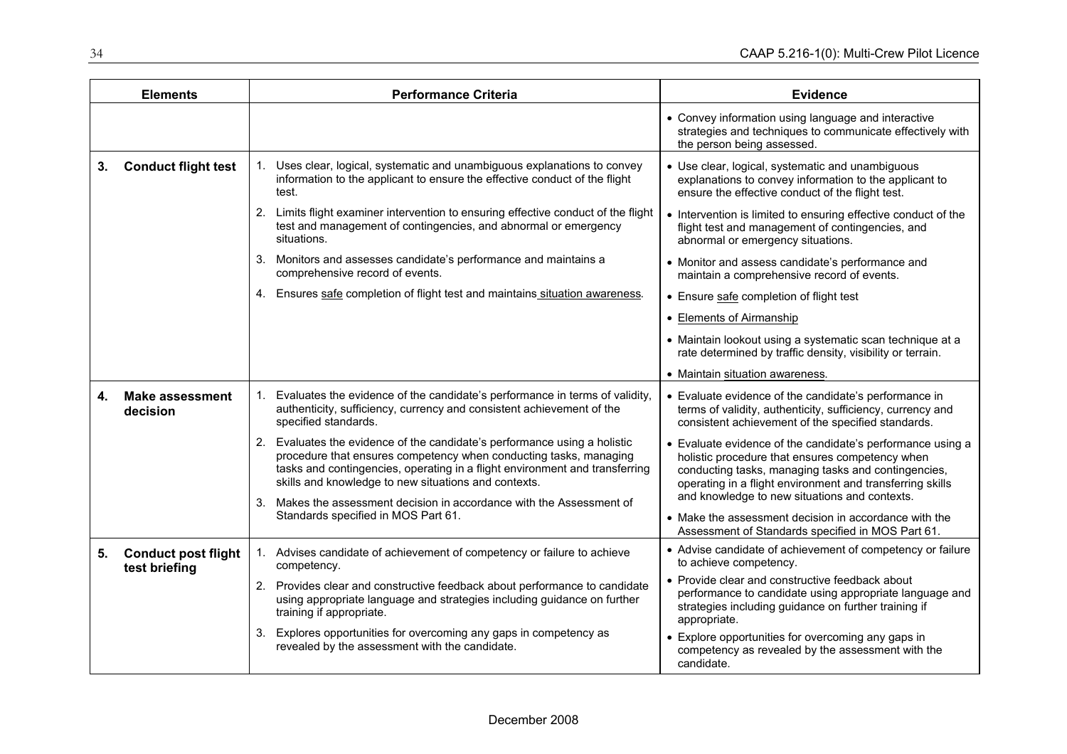| Elements | Performance Criteria | Evidence |
|---|---|---|
| | | • Convey information using language and interactive strategies and techniques to communicate effectively with the person being assessed. |
| **3. Conduct flight test** | 1. Uses clear, logical, systematic and unambiguous explanations to convey information to the applicant to ensure the effective conduct of the flight test.<br>2. Limits flight examiner intervention to ensuring effective conduct of the flight test and management of contingencies, and abnormal or emergency situations.<br>3. Monitors and assesses candidate's performance and maintains a comprehensive record of events.<br>4. Ensures safe completion of flight test and maintains situation awareness. | • Use clear, logical, systematic and unambiguous explanations to convey information to the applicant to ensure the effective conduct of the flight test.<br>• Intervention is limited to ensuring effective conduct of the flight test and management of contingencies, and abnormal or emergency situations.<br>• Monitor and assess candidate's performance and maintain a comprehensive record of events.<br>• Ensure safe completion of flight test<br>• Elements of Airmanship<br>• Maintain lookout using a systematic scan technique at a rate determined by traffic density, visibility or terrain.<br>• Maintain situation awareness. |
| **4. Make assessment decision** | 1. Evaluates the evidence of the candidate's performance in terms of validity, authenticity, sufficiency, currency and consistent achievement of the specified standards.<br>2. Evaluates the evidence of the candidate's performance using a holistic procedure that ensures competency when conducting tasks, managing tasks and contingencies, operating in a flight environment and transferring skills and knowledge to new situations and contexts.<br>3. Makes the assessment decision in accordance with the Assessment of Standards specified in MOS Part 61. | • Evaluate evidence of the candidate's performance in terms of validity, authenticity, sufficiency, currency and consistent achievement of the specified standards.<br>• Evaluate evidence of the candidate's performance using a holistic procedure that ensures competency when conducting tasks, managing tasks and contingencies, operating in a flight environment and transferring skills and knowledge to new situations and contexts.<br>• Make the assessment decision in accordance with the Assessment of Standards specified in MOS Part 61. |
| **5. Conduct post flight test briefing** | 1. Advises candidate of achievement of competency or failure to achieve competency.<br>2. Provides clear and constructive feedback about performance to candidate using appropriate language and strategies including guidance on further training if appropriate.<br>3. Explores opportunities for overcoming any gaps in competency as revealed by the assessment with the candidate. | • Advise candidate of achievement of competency or failure to achieve competency.<br>• Provide clear and constructive feedback about performance to candidate using appropriate language and strategies including guidance on further training if appropriate.<br>• Explore opportunities for overcoming any gaps in competency as revealed by the assessment with the candidate. |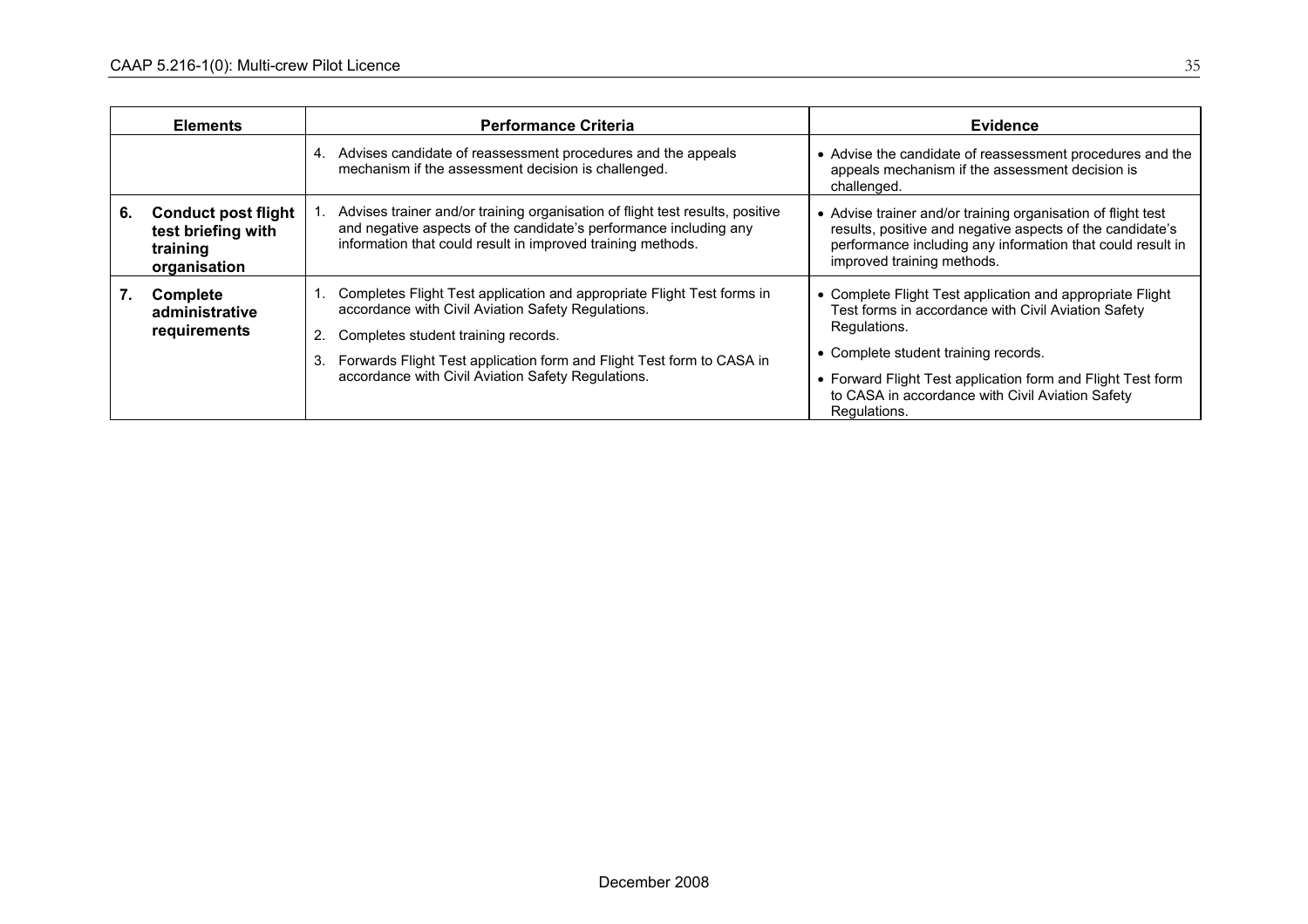| Elements | Performance Criteria | Evidence |
|---|---|---|
| | 4. Advises candidate of reassessment procedures and the appeals mechanism if the assessment decision is challenged. | • Advise the candidate of reassessment procedures and the appeals mechanism if the assessment decision is challenged. |
| **6. Conduct post flight test briefing with training organisation** | 1. Advises trainer and/or training organisation of flight test results, positive and negative aspects of the candidate's performance including any information that could result in improved training methods. | • Advise trainer and/or training organisation of flight test results, positive and negative aspects of the candidate's performance including any information that could result in improved training methods. |
| **7. Complete administrative requirements** | 1. Completes Flight Test application and appropriate Flight Test forms in accordance with Civil Aviation Safety Regulations.<br>2. Completes student training records.<br>3. Forwards Flight Test application form and Flight Test form to CASA in accordance with Civil Aviation Safety Regulations. | • Complete Flight Test application and appropriate Flight Test forms in accordance with Civil Aviation Safety Regulations.<br>• Complete student training records.<br>• Forward Flight Test application form and Flight Test form to CASA in accordance with Civil Aviation Safety Regulations. |